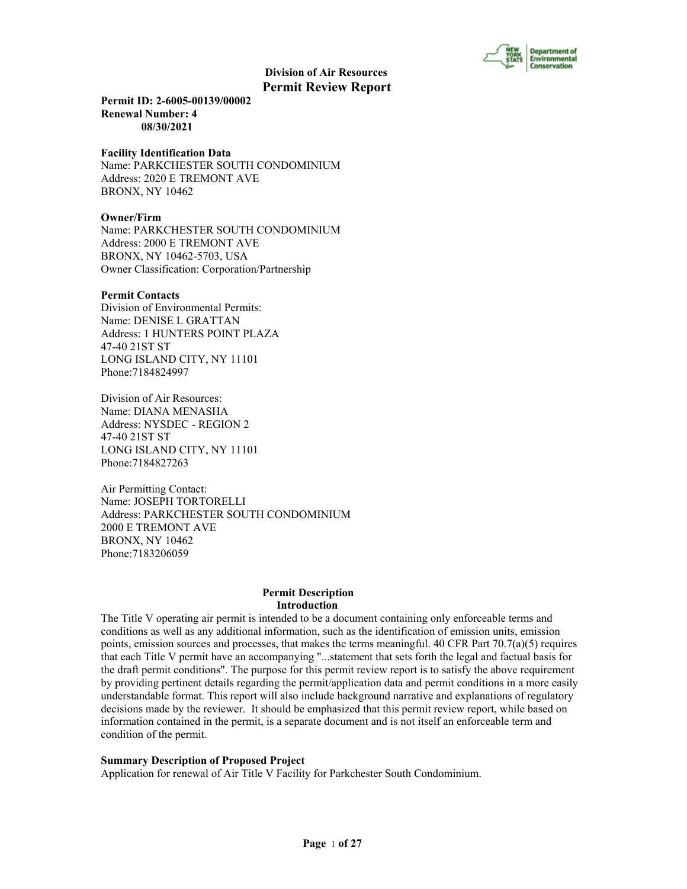# Division of Air Resources
# Permit Review Report

**Permit ID: 2-6005-00139/00002**
**Renewal Number: 4**
**08/30/2021**

**Facility Identification Data**
Name: PARKCHESTER SOUTH CONDOMINIUM
Address: 2020 E TREMONT AVE
BRONX, NY 10462

**Owner/Firm**
Name: PARKCHESTER SOUTH CONDOMINIUM
Address: 2000 E TREMONT AVE
BRONX, NY 10462-5703, USA
Owner Classification: Corporation/Partnership

**Permit Contacts**
Division of Environmental Permits:
Name: DENISE L GRATTAN
Address: 1 HUNTERS POINT PLAZA
47-40 21ST ST
LONG ISLAND CITY, NY 11101
Phone:7184824997

Division of Air Resources:
Name: DIANA MENASHA
Address: NYSDEC - REGION 2
47-40 21ST ST
LONG ISLAND CITY, NY 11101
Phone:7184827263

Air Permitting Contact:
Name: JOSEPH TORTORELLI
Address: PARKCHESTER SOUTH CONDOMINIUM
2000 E TREMONT AVE
BRONX, NY 10462
Phone:7183206059

## Permit Description
### Introduction

The Title V operating air permit is intended to be a document containing only enforceable terms and conditions as well as any additional information, such as the identification of emission units, emission points, emission sources and processes, that makes the terms meaningful. 40 CFR Part 70.7(a)(5) requires that each Title V permit have an accompanying "...statement that sets forth the legal and factual basis for the draft permit conditions". The purpose for this permit review report is to satisfy the above requirement by providing pertinent details regarding the permit/application data and permit conditions in a more easily understandable format. This report will also include background narrative and explanations of regulatory decisions made by the reviewer. It should be emphasized that this permit review report, while based on information contained in the permit, is a separate document and is not itself an enforceable term and condition of the permit.

**Summary Description of Proposed Project**
Application for renewal of Air Title V Facility for Parkchester South Condominium.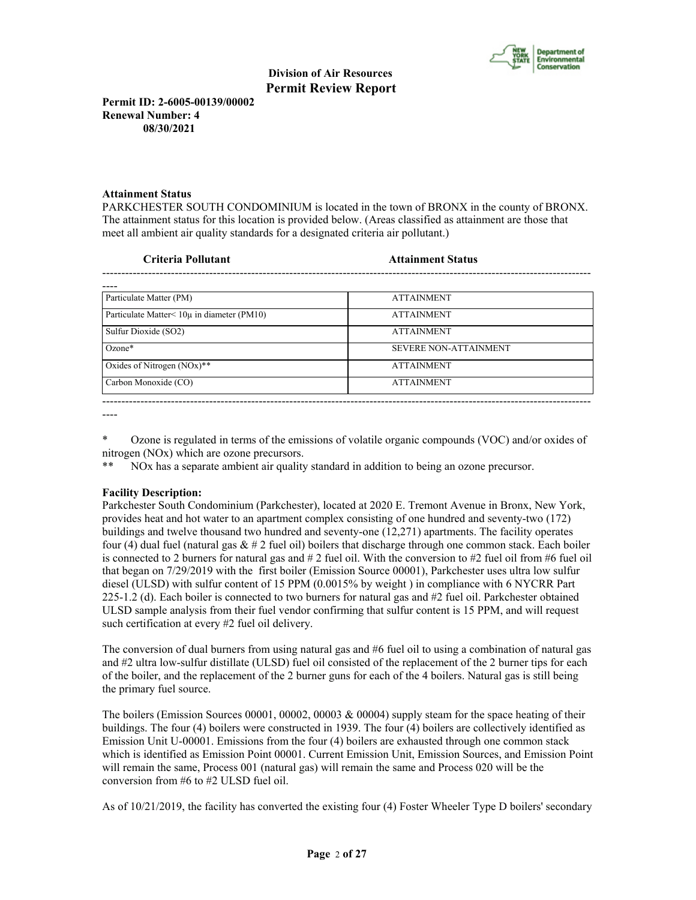**Division of Air Resources**
**Permit Review Report**

**Permit ID: 2-6005-00139/00002**
**Renewal Number: 4**
**08/30/2021**

**Attainment Status**

PARKCHESTER SOUTH CONDOMINIUM is located in the town of BRONX in the county of BRONX. The attainment status for this location is provided below. (Areas classified as attainment are those that meet all ambient air quality standards for a designated criteria air pollutant.)

| Criteria Pollutant | Attainment Status |
|---|---|
| Particulate Matter (PM) | ATTAINMENT |
| Particulate Matter< 10μ in diameter (PM10) | ATTAINMENT |
| Sulfur Dioxide (SO2) | ATTAINMENT |
| Ozone* | SEVERE NON-ATTAINMENT |
| Oxides of Nitrogen (NOx)** | ATTAINMENT |
| Carbon Monoxide (CO) | ATTAINMENT |

\* Ozone is regulated in terms of the emissions of volatile organic compounds (VOC) and/or oxides of nitrogen (NOx) which are ozone precursors.

\*\* NOx has a separate ambient air quality standard in addition to being an ozone precursor.

**Facility Description:**

Parkchester South Condominium (Parkchester), located at 2020 E. Tremont Avenue in Bronx, New York, provides heat and hot water to an apartment complex consisting of one hundred and seventy-two (172) buildings and twelve thousand two hundred and seventy-one (12,271) apartments. The facility operates four (4) dual fuel (natural gas & # 2 fuel oil) boilers that discharge through one common stack. Each boiler is connected to 2 burners for natural gas and # 2 fuel oil. With the conversion to #2 fuel oil from #6 fuel oil that began on 7/29/2019 with the first boiler (Emission Source 00001), Parkchester uses ultra low sulfur diesel (ULSD) with sulfur content of 15 PPM (0.0015% by weight ) in compliance with 6 NYCRR Part 225-1.2 (d). Each boiler is connected to two burners for natural gas and #2 fuel oil. Parkchester obtained ULSD sample analysis from their fuel vendor confirming that sulfur content is 15 PPM, and will request such certification at every #2 fuel oil delivery.

The conversion of dual burners from using natural gas and #6 fuel oil to using a combination of natural gas and #2 ultra low-sulfur distillate (ULSD) fuel oil consisted of the replacement of the 2 burner tips for each of the boiler, and the replacement of the 2 burner guns for each of the 4 boilers. Natural gas is still being the primary fuel source.

The boilers (Emission Sources 00001, 00002, 00003 & 00004) supply steam for the space heating of their buildings. The four (4) boilers were constructed in 1939. The four (4) boilers are collectively identified as Emission Unit U-00001. Emissions from the four (4) boilers are exhausted through one common stack which is identified as Emission Point 00001. Current Emission Unit, Emission Sources, and Emission Point will remain the same, Process 001 (natural gas) will remain the same and Process 020 will be the conversion from #6 to #2 ULSD fuel oil.

As of 10/21/2019, the facility has converted the existing four (4) Foster Wheeler Type D boilers' secondary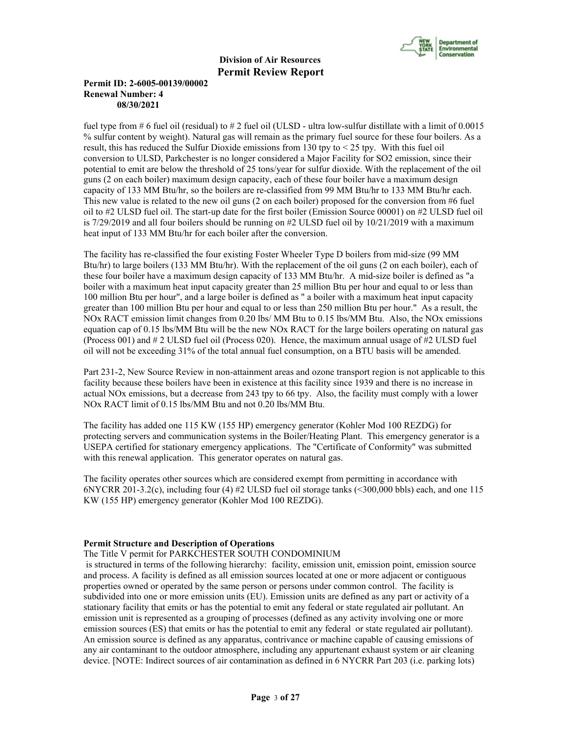fuel type from # 6 fuel oil (residual) to # 2 fuel oil (ULSD - ultra low-sulfur distillate with a limit of 0.0015 % sulfur content by weight). Natural gas will remain as the primary fuel source for these four boilers. As a result, this has reduced the Sulfur Dioxide emissions from 130 tpy to < 25 tpy. With this fuel oil conversion to ULSD, Parkchester is no longer considered a Major Facility for SO2 emission, since their potential to emit are below the threshold of 25 tons/year for sulfur dioxide. With the replacement of the oil guns (2 on each boiler) maximum design capacity, each of these four boiler have a maximum design capacity of 133 MM Btu/hr, so the boilers are re-classified from 99 MM Btu/hr to 133 MM Btu/hr each. This new value is related to the new oil guns (2 on each boiler) proposed for the conversion from #6 fuel oil to #2 ULSD fuel oil. The start-up date for the first boiler (Emission Source 00001) on #2 ULSD fuel oil is 7/29/2019 and all four boilers should be running on #2 ULSD fuel oil by 10/21/2019 with a maximum heat input of 133 MM Btu/hr for each boiler after the conversion.

The facility has re-classified the four existing Foster Wheeler Type D boilers from mid-size (99 MM Btu/hr) to large boilers (133 MM Btu/hr). With the replacement of the oil guns (2 on each boiler), each of these four boiler have a maximum design capacity of 133 MM Btu/hr. A mid-size boiler is defined as "a boiler with a maximum heat input capacity greater than 25 million Btu per hour and equal to or less than 100 million Btu per hour", and a large boiler is defined as " a boiler with a maximum heat input capacity greater than 100 million Btu per hour and equal to or less than 250 million Btu per hour." As a result, the NOx RACT emission limit changes from 0.20 lbs/ MM Btu to 0.15 lbs/MM Btu. Also, the NOx emissions equation cap of 0.15 lbs/MM Btu will be the new NOx RACT for the large boilers operating on natural gas (Process 001) and # 2 ULSD fuel oil (Process 020). Hence, the maximum annual usage of #2 ULSD fuel oil will not be exceeding 31% of the total annual fuel consumption, on a BTU basis will be amended.

Part 231-2, New Source Review in non-attainment areas and ozone transport region is not applicable to this facility because these boilers have been in existence at this facility since 1939 and there is no increase in actual NOx emissions, but a decrease from 243 tpy to 66 tpy. Also, the facility must comply with a lower NOx RACT limit of 0.15 lbs/MM Btu and not 0.20 lbs/MM Btu.

The facility has added one 115 KW (155 HP) emergency generator (Kohler Mod 100 REZDG) for protecting servers and communication systems in the Boiler/Heating Plant. This emergency generator is a USEPA certified for stationary emergency applications. The "Certificate of Conformity" was submitted with this renewal application. This generator operates on natural gas.

The facility operates other sources which are considered exempt from permitting in accordance with 6NYCRR 201-3.2(c), including four (4) #2 ULSD fuel oil storage tanks (<300,000 bbls) each, and one 115 KW (155 HP) emergency generator (Kohler Mod 100 REZDG).

**Permit Structure and Description of Operations**

The Title V permit for PARKCHESTER SOUTH CONDOMINIUM
is structured in terms of the following hierarchy: facility, emission unit, emission point, emission source and process. A facility is defined as all emission sources located at one or more adjacent or contiguous properties owned or operated by the same person or persons under common control. The facility is subdivided into one or more emission units (EU). Emission units are defined as any part or activity of a stationary facility that emits or has the potential to emit any federal or state regulated air pollutant. An emission unit is represented as a grouping of processes (defined as any activity involving one or more emission sources (ES) that emits or has the potential to emit any federal or state regulated air pollutant). An emission source is defined as any apparatus, contrivance or machine capable of causing emissions of any air contaminant to the outdoor atmosphere, including any appurtenant exhaust system or air cleaning device. [NOTE: Indirect sources of air contamination as defined in 6 NYCRR Part 203 (i.e. parking lots)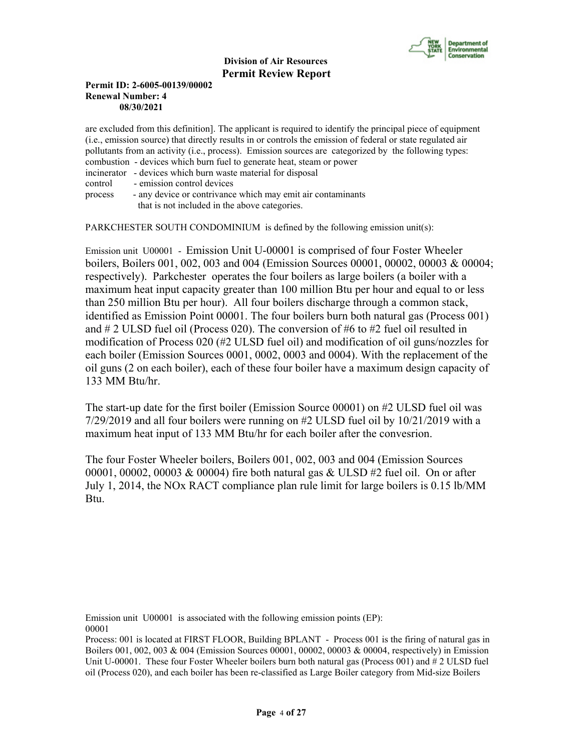are excluded from this definition]. The applicant is required to identify the principal piece of equipment (i.e., emission source) that directly results in or controls the emission of federal or state regulated air pollutants from an activity (i.e., process). Emission sources are categorized by the following types:

combustion - devices which burn fuel to generate heat, steam or power
incinerator - devices which burn waste material for disposal
control - emission control devices
process - any device or contrivance which may emit air contaminants that is not included in the above categories.

PARKCHESTER SOUTH CONDOMINIUM is defined by the following emission unit(s):

Emission unit U00001 - Emission Unit U-00001 is comprised of four Foster Wheeler boilers, Boilers 001, 002, 003 and 004 (Emission Sources 00001, 00002, 00003 & 00004; respectively). Parkchester operates the four boilers as large boilers (a boiler with a maximum heat input capacity greater than 100 million Btu per hour and equal to or less than 250 million Btu per hour). All four boilers discharge through a common stack, identified as Emission Point 00001. The four boilers burn both natural gas (Process 001) and # 2 ULSD fuel oil (Process 020). The conversion of #6 to #2 fuel oil resulted in modification of Process 020 (#2 ULSD fuel oil) and modification of oil guns/nozzles for each boiler (Emission Sources 0001, 0002, 0003 and 0004). With the replacement of the oil guns (2 on each boiler), each of these four boiler have a maximum design capacity of 133 MM Btu/hr.

The start-up date for the first boiler (Emission Source 00001) on #2 ULSD fuel oil was 7/29/2019 and all four boilers were running on #2 ULSD fuel oil by 10/21/2019 with a maximum heat input of 133 MM Btu/hr for each boiler after the convesrion.

The four Foster Wheeler boilers, Boilers 001, 002, 003 and 004 (Emission Sources 00001, 00002, 00003 & 00004) fire both natural gas & ULSD #2 fuel oil. On or after July 1, 2014, the NOx RACT compliance plan rule limit for large boilers is 0.15 lb/MM Btu.

Emission unit U00001 is associated with the following emission points (EP):
00001

Process: 001 is located at FIRST FLOOR, Building BPLANT - Process 001 is the firing of natural gas in Boilers 001, 002, 003 & 004 (Emission Sources 00001, 00002, 00003 & 00004, respectively) in Emission Unit U-00001. These four Foster Wheeler boilers burn both natural gas (Process 001) and # 2 ULSD fuel oil (Process 020), and each boiler has been re-classified as Large Boiler category from Mid-size Boilers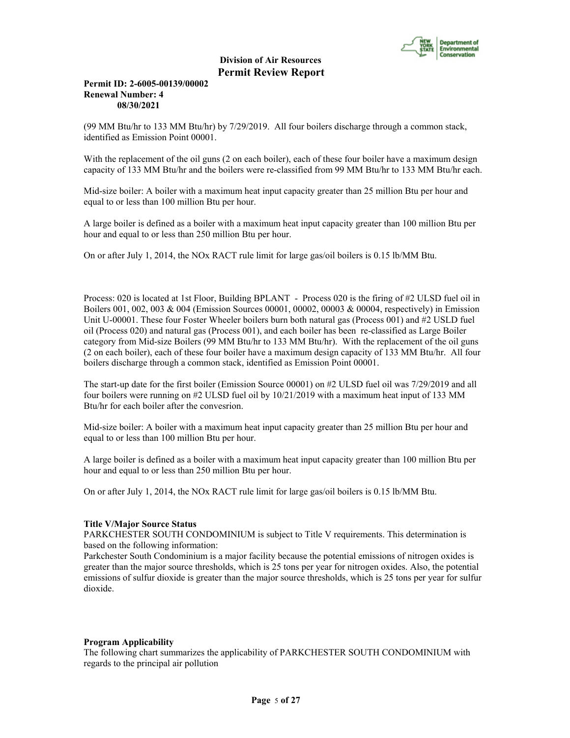(99 MM Btu/hr to 133 MM Btu/hr) by 7/29/2019. All four boilers discharge through a common stack, identified as Emission Point 00001.

With the replacement of the oil guns (2 on each boiler), each of these four boiler have a maximum design capacity of 133 MM Btu/hr and the boilers were re-classified from 99 MM Btu/hr to 133 MM Btu/hr each.

Mid-size boiler: A boiler with a maximum heat input capacity greater than 25 million Btu per hour and equal to or less than 100 million Btu per hour.

A large boiler is defined as a boiler with a maximum heat input capacity greater than 100 million Btu per hour and equal to or less than 250 million Btu per hour.

On or after July 1, 2014, the NOx RACT rule limit for large gas/oil boilers is 0.15 lb/MM Btu.

Process: 020 is located at 1st Floor, Building BPLANT - Process 020 is the firing of #2 ULSD fuel oil in Boilers 001, 002, 003 & 004 (Emission Sources 00001, 00002, 00003 & 00004, respectively) in Emission Unit U-00001. These four Foster Wheeler boilers burn both natural gas (Process 001) and #2 USLD fuel oil (Process 020) and natural gas (Process 001), and each boiler has been re-classified as Large Boiler category from Mid-size Boilers (99 MM Btu/hr to 133 MM Btu/hr). With the replacement of the oil guns (2 on each boiler), each of these four boiler have a maximum design capacity of 133 MM Btu/hr. All four boilers discharge through a common stack, identified as Emission Point 00001.

The start-up date for the first boiler (Emission Source 00001) on #2 ULSD fuel oil was 7/29/2019 and all four boilers were running on #2 ULSD fuel oil by 10/21/2019 with a maximum heat input of 133 MM Btu/hr for each boiler after the convesrion.

Mid-size boiler: A boiler with a maximum heat input capacity greater than 25 million Btu per hour and equal to or less than 100 million Btu per hour.

A large boiler is defined as a boiler with a maximum heat input capacity greater than 100 million Btu per hour and equal to or less than 250 million Btu per hour.

On or after July 1, 2014, the NOx RACT rule limit for large gas/oil boilers is 0.15 lb/MM Btu.

**Title V/Major Source Status**

PARKCHESTER SOUTH CONDOMINIUM is subject to Title V requirements. This determination is based on the following information:
Parkchester South Condominium is a major facility because the potential emissions of nitrogen oxides is greater than the major source thresholds, which is 25 tons per year for nitrogen oxides. Also, the potential emissions of sulfur dioxide is greater than the major source thresholds, which is 25 tons per year for sulfur dioxide.

**Program Applicability**

The following chart summarizes the applicability of PARKCHESTER SOUTH CONDOMINIUM with regards to the principal air pollution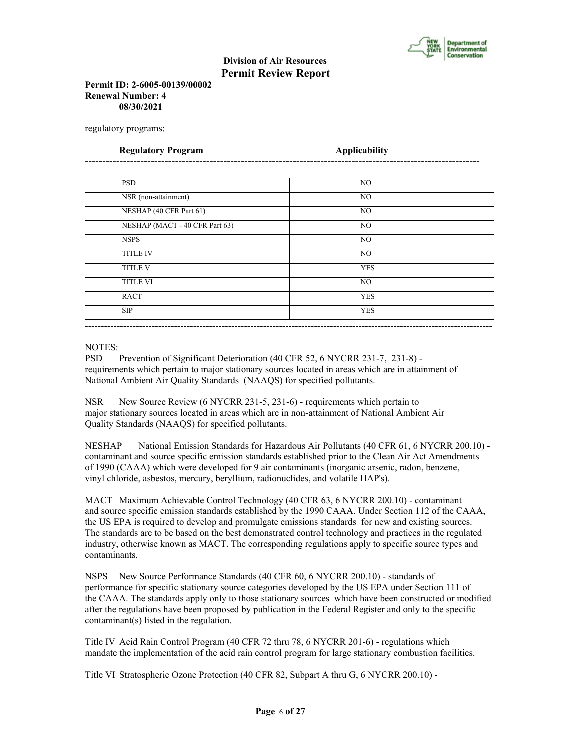regulatory programs:

| Regulatory Program | Applicability |
|---|---|
| PSD | NO |
| NSR (non-attainment) | NO |
| NESHAP (40 CFR Part 61) | NO |
| NESHAP (MACT - 40 CFR Part 63) | NO |
| NSPS | NO |
| TITLE IV | NO |
| TITLE V | YES |
| TITLE VI | NO |
| RACT | YES |
| SIP | YES |

NOTES:

PSD Prevention of Significant Deterioration (40 CFR 52, 6 NYCRR 231-7, 231-8) - requirements which pertain to major stationary sources located in areas which are in attainment of National Ambient Air Quality Standards (NAAQS) for specified pollutants.

NSR New Source Review (6 NYCRR 231-5, 231-6) - requirements which pertain to major stationary sources located in areas which are in non-attainment of National Ambient Air Quality Standards (NAAQS) for specified pollutants.

NESHAP National Emission Standards for Hazardous Air Pollutants (40 CFR 61, 6 NYCRR 200.10) - contaminant and source specific emission standards established prior to the Clean Air Act Amendments of 1990 (CAAA) which were developed for 9 air contaminants (inorganic arsenic, radon, benzene, vinyl chloride, asbestos, mercury, beryllium, radionuclides, and volatile HAP's).

MACT Maximum Achievable Control Technology (40 CFR 63, 6 NYCRR 200.10) - contaminant and source specific emission standards established by the 1990 CAAA. Under Section 112 of the CAAA, the US EPA is required to develop and promulgate emissions standards for new and existing sources. The standards are to be based on the best demonstrated control technology and practices in the regulated industry, otherwise known as MACT. The corresponding regulations apply to specific source types and contaminants.

NSPS New Source Performance Standards (40 CFR 60, 6 NYCRR 200.10) - standards of performance for specific stationary source categories developed by the US EPA under Section 111 of the CAAA. The standards apply only to those stationary sources which have been constructed or modified after the regulations have been proposed by publication in the Federal Register and only to the specific contaminant(s) listed in the regulation.

Title IV Acid Rain Control Program (40 CFR 72 thru 78, 6 NYCRR 201-6) - regulations which mandate the implementation of the acid rain control program for large stationary combustion facilities.

Title VI Stratospheric Ozone Protection (40 CFR 82, Subpart A thru G, 6 NYCRR 200.10) -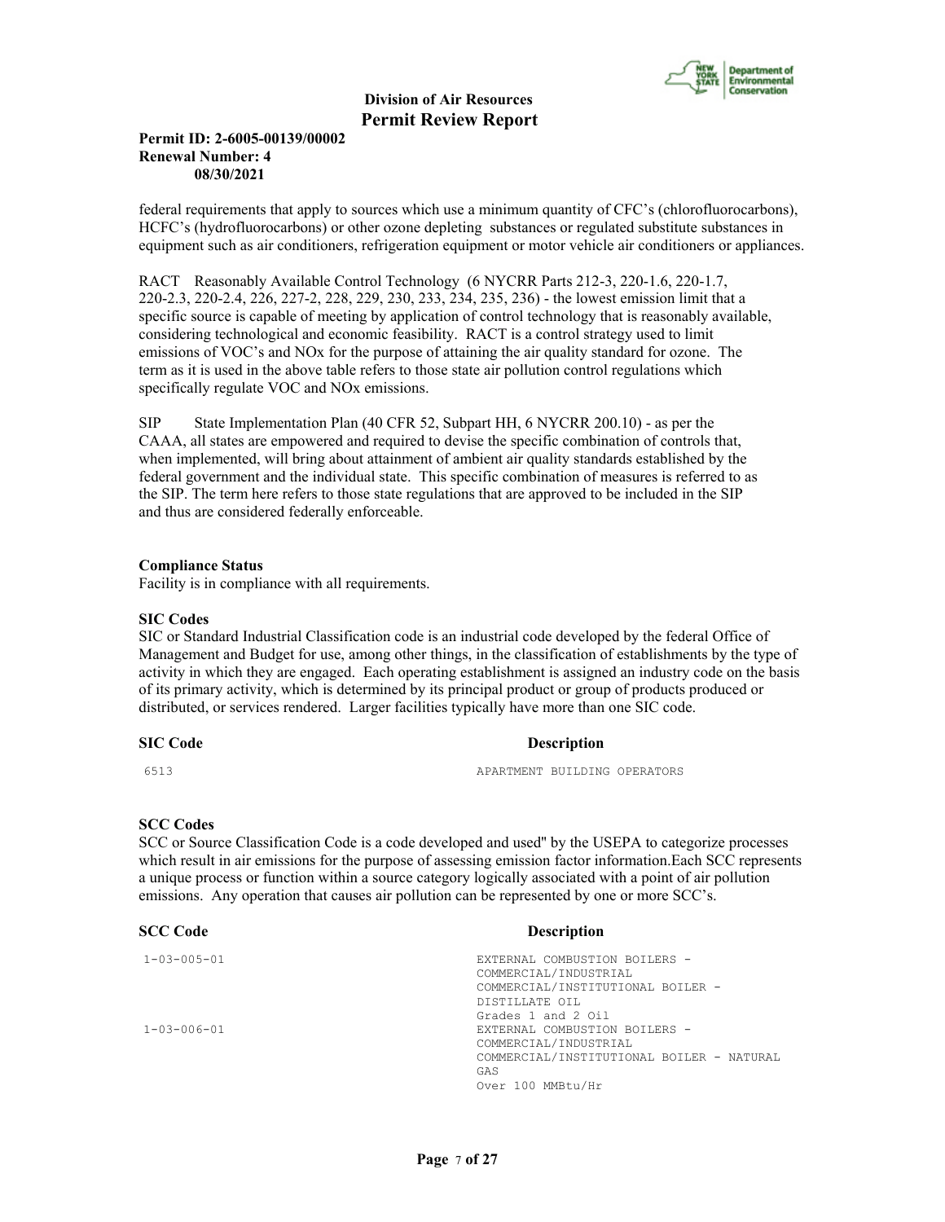federal requirements that apply to sources which use a minimum quantity of CFC's (chlorofluorocarbons), HCFC's (hydrofluorocarbons) or other ozone depleting substances or regulated substitute substances in equipment such as air conditioners, refrigeration equipment or motor vehicle air conditioners or appliances.

RACT Reasonably Available Control Technology (6 NYCRR Parts 212-3, 220-1.6, 220-1.7, 220-2.3, 220-2.4, 226, 227-2, 228, 229, 230, 233, 234, 235, 236) - the lowest emission limit that a specific source is capable of meeting by application of control technology that is reasonably available, considering technological and economic feasibility. RACT is a control strategy used to limit emissions of VOC's and NOx for the purpose of attaining the air quality standard for ozone. The term as it is used in the above table refers to those state air pollution control regulations which specifically regulate VOC and NOx emissions.

SIP State Implementation Plan (40 CFR 52, Subpart HH, 6 NYCRR 200.10) - as per the CAAA, all states are empowered and required to devise the specific combination of controls that, when implemented, will bring about attainment of ambient air quality standards established by the federal government and the individual state. This specific combination of measures is referred to as the SIP. The term here refers to those state regulations that are approved to be included in the SIP and thus are considered federally enforceable.

**Compliance Status**

Facility is in compliance with all requirements.

**SIC Codes**

SIC or Standard Industrial Classification code is an industrial code developed by the federal Office of Management and Budget for use, among other things, in the classification of establishments by the type of activity in which they are engaged. Each operating establishment is assigned an industry code on the basis of its primary activity, which is determined by its principal product or group of products produced or distributed, or services rendered. Larger facilities typically have more than one SIC code.

| SIC Code | Description |
|---|---|
| 6513 | APARTMENT BUILDING OPERATORS |

**SCC Codes**

SCC or Source Classification Code is a code developed and used'' by the USEPA to categorize processes which result in air emissions for the purpose of assessing emission factor information.Each SCC represents a unique process or function within a source category logically associated with a point of air pollution emissions. Any operation that causes air pollution can be represented by one or more SCC's.

| SCC Code | Description |
|---|---|
| 1-03-005-01 | EXTERNAL COMBUSTION BOILERS - COMMERCIAL/INDUSTRIAL COMMERCIAL/INSTITUTIONAL BOILER - DISTILLATE OIL Grades 1 and 2 Oil |
| 1-03-006-01 | EXTERNAL COMBUSTION BOILERS - COMMERCIAL/INDUSTRIAL COMMERCIAL/INSTITUTIONAL BOILER - NATURAL GAS Over 100 MMBtu/Hr |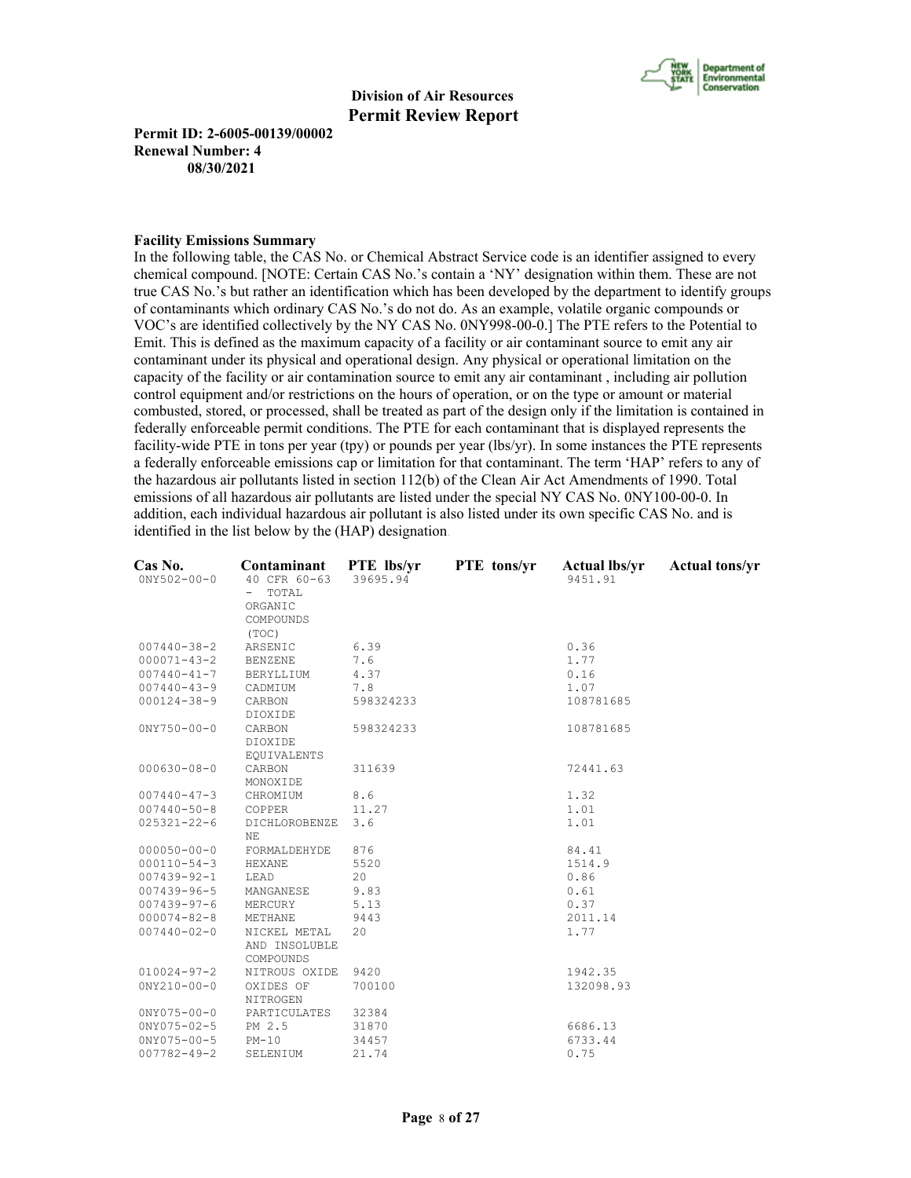**Division of Air Resources**
**Permit Review Report**

**Permit ID: 2-6005-00139/00002**
**Renewal Number: 4**
**08/30/2021**

**Facility Emissions Summary**

In the following table, the CAS No. or Chemical Abstract Service code is an identifier assigned to every chemical compound. [NOTE: Certain CAS No.'s contain a 'NY' designation within them. These are not true CAS No.'s but rather an identification which has been developed by the department to identify groups of contaminants which ordinary CAS No.'s do not do. As an example, volatile organic compounds or VOC's are identified collectively by the NY CAS No. 0NY998-00-0.] The PTE refers to the Potential to Emit. This is defined as the maximum capacity of a facility or air contaminant source to emit any air contaminant under its physical and operational design. Any physical or operational limitation on the capacity of the facility or air contamination source to emit any air contaminant , including air pollution control equipment and/or restrictions on the hours of operation, or on the type or amount or material combusted, stored, or processed, shall be treated as part of the design only if the limitation is contained in federally enforceable permit conditions. The PTE for each contaminant that is displayed represents the facility-wide PTE in tons per year (tpy) or pounds per year (lbs/yr). In some instances the PTE represents a federally enforceable emissions cap or limitation for that contaminant. The term 'HAP' refers to any of the hazardous air pollutants listed in section 112(b) of the Clean Air Act Amendments of 1990. Total emissions of all hazardous air pollutants are listed under the special NY CAS No. 0NY100-00-0. In addition, each individual hazardous air pollutant is also listed under its own specific CAS No. and is identified in the list below by the (HAP) designation.

| Cas No. | Contaminant | PTE lbs/yr | PTE tons/yr | Actual lbs/yr | Actual tons/yr |
|---|---|---|---|---|---|
| 0NY502-00-0 | 40 CFR 60-63 - TOTAL ORGANIC COMPOUNDS (TOC) | 39695.94 | | 9451.91 | |
| 007440-38-2 | ARSENIC | 6.39 | | 0.36 | |
| 000071-43-2 | BENZENE | 7.6 | | 1.77 | |
| 007440-41-7 | BERYLLIUM | 4.37 | | 0.16 | |
| 007440-43-9 | CADMIUM | 7.8 | | 1.07 | |
| 000124-38-9 | CARBON DIOXIDE | 598324233 | | 108781685 | |
| 0NY750-00-0 | CARBON DIOXIDE EQUIVALENTS | 598324233 | | 108781685 | |
| 000630-08-0 | CARBON MONOXIDE | 311639 | | 72441.63 | |
| 007440-47-3 | CHROMIUM | 8.6 | | 1.32 | |
| 007440-50-8 | COPPER | 11.27 | | 1.01 | |
| 025321-22-6 | DICHLOROBENZENE | 3.6 | | 1.01 | |
| 000050-00-0 | FORMALDEHYDE | 876 | | 84.41 | |
| 000110-54-3 | HEXANE | 5520 | | 1514.9 | |
| 007439-92-1 | LEAD | 20 | | 0.86 | |
| 007439-96-5 | MANGANESE | 9.83 | | 0.61 | |
| 007439-97-6 | MERCURY | 5.13 | | 0.37 | |
| 000074-82-8 | METHANE | 9443 | | 2011.14 | |
| 007440-02-0 | NICKEL METAL AND INSOLUBLE COMPOUNDS | 20 | | 1.77 | |
| 010024-97-2 | NITROUS OXIDE | 9420 | | 1942.35 | |
| 0NY210-00-0 | OXIDES OF NITROGEN | 700100 | | 132098.93 | |
| 0NY075-00-0 | PARTICULATES | 32384 | | | |
| 0NY075-02-5 | PM 2.5 | 31870 | | 6686.13 | |
| 0NY075-00-5 | PM-10 | 34457 | | 6733.44 | |
| 007782-49-2 | SELENIUM | 21.74 | | 0.75 | |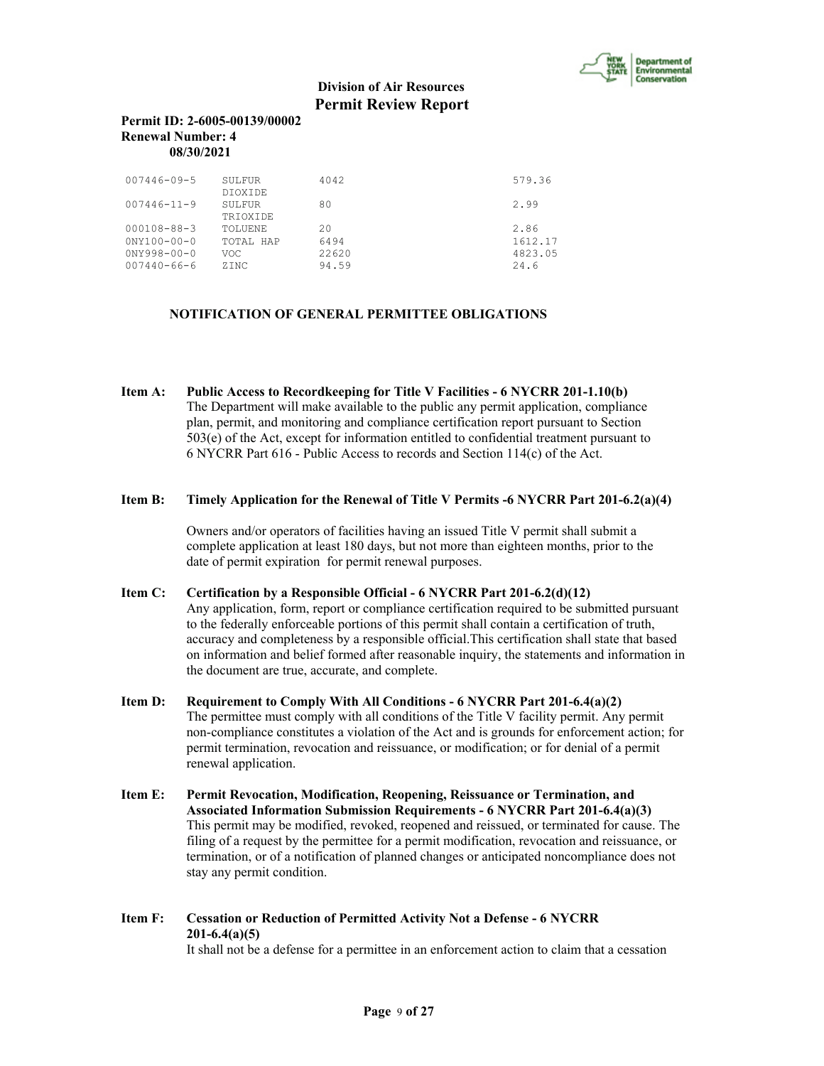| | | | |
|---|---|---|---|
| 007446-09-5 | SULFUR DIOXIDE | 4042 | 579.36 |
| 007446-11-9 | SULFUR TRIOXIDE | 80 | 2.99 |
| 000108-88-3 | TOLUENE | 20 | 2.86 |
| 0NY100-00-0 | TOTAL HAP | 6494 | 1612.17 |
| 0NY998-00-0 | VOC | 22620 | 4823.05 |
| 007440-66-6 | ZINC | 94.59 | 24.6 |

## NOTIFICATION OF GENERAL PERMITTEE OBLIGATIONS

**Item A: Public Access to Recordkeeping for Title V Facilities - 6 NYCRR 201-1.10(b)**
The Department will make available to the public any permit application, compliance plan, permit, and monitoring and compliance certification report pursuant to Section 503(e) of the Act, except for information entitled to confidential treatment pursuant to 6 NYCRR Part 616 - Public Access to records and Section 114(c) of the Act.

**Item B: Timely Application for the Renewal of Title V Permits -6 NYCRR Part 201-6.2(a)(4)**

Owners and/or operators of facilities having an issued Title V permit shall submit a complete application at least 180 days, but not more than eighteen months, prior to the date of permit expiration for permit renewal purposes.

**Item C: Certification by a Responsible Official - 6 NYCRR Part 201-6.2(d)(12)**
Any application, form, report or compliance certification required to be submitted pursuant to the federally enforceable portions of this permit shall contain a certification of truth, accuracy and completeness by a responsible official.This certification shall state that based on information and belief formed after reasonable inquiry, the statements and information in the document are true, accurate, and complete.

**Item D: Requirement to Comply With All Conditions - 6 NYCRR Part 201-6.4(a)(2)**
The permittee must comply with all conditions of the Title V facility permit. Any permit non-compliance constitutes a violation of the Act and is grounds for enforcement action; for permit termination, revocation and reissuance, or modification; or for denial of a permit renewal application.

**Item E: Permit Revocation, Modification, Reopening, Reissuance or Termination, and Associated Information Submission Requirements - 6 NYCRR Part 201-6.4(a)(3)**
This permit may be modified, revoked, reopened and reissued, or terminated for cause. The filing of a request by the permittee for a permit modification, revocation and reissuance, or termination, or of a notification of planned changes or anticipated noncompliance does not stay any permit condition.

**Item F: Cessation or Reduction of Permitted Activity Not a Defense - 6 NYCRR 201-6.4(a)(5)**
It shall not be a defense for a permittee in an enforcement action to claim that a cessation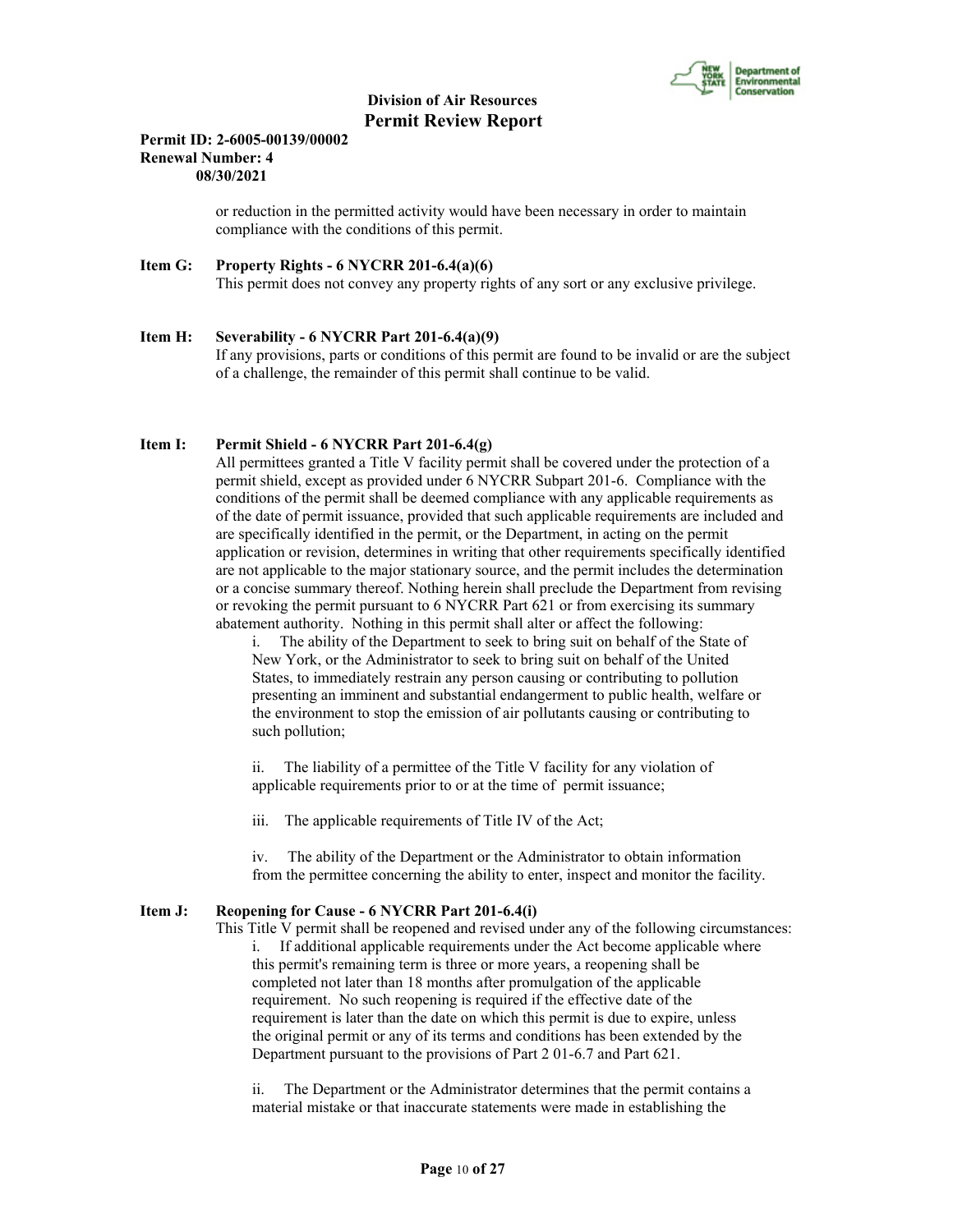or reduction in the permitted activity would have been necessary in order to maintain compliance with the conditions of this permit.

**Item G: Property Rights - 6 NYCRR 201-6.4(a)(6)**

This permit does not convey any property rights of any sort or any exclusive privilege.

**Item H: Severability - 6 NYCRR Part 201-6.4(a)(9)**

If any provisions, parts or conditions of this permit are found to be invalid or are the subject of a challenge, the remainder of this permit shall continue to be valid.

**Item I: Permit Shield - 6 NYCRR Part 201-6.4(g)**

All permittees granted a Title V facility permit shall be covered under the protection of a permit shield, except as provided under 6 NYCRR Subpart 201-6. Compliance with the conditions of the permit shall be deemed compliance with any applicable requirements as of the date of permit issuance, provided that such applicable requirements are included and are specifically identified in the permit, or the Department, in acting on the permit application or revision, determines in writing that other requirements specifically identified are not applicable to the major stationary source, and the permit includes the determination or a concise summary thereof. Nothing herein shall preclude the Department from revising or revoking the permit pursuant to 6 NYCRR Part 621 or from exercising its summary abatement authority. Nothing in this permit shall alter or affect the following:

i. The ability of the Department to seek to bring suit on behalf of the State of New York, or the Administrator to seek to bring suit on behalf of the United States, to immediately restrain any person causing or contributing to pollution presenting an imminent and substantial endangerment to public health, welfare or the environment to stop the emission of air pollutants causing or contributing to such pollution;

ii. The liability of a permittee of the Title V facility for any violation of applicable requirements prior to or at the time of permit issuance;

iii. The applicable requirements of Title IV of the Act;

iv. The ability of the Department or the Administrator to obtain information from the permittee concerning the ability to enter, inspect and monitor the facility.

**Item J: Reopening for Cause - 6 NYCRR Part 201-6.4(i)**

This Title V permit shall be reopened and revised under any of the following circumstances:

i. If additional applicable requirements under the Act become applicable where this permit's remaining term is three or more years, a reopening shall be completed not later than 18 months after promulgation of the applicable requirement. No such reopening is required if the effective date of the requirement is later than the date on which this permit is due to expire, unless the original permit or any of its terms and conditions has been extended by the Department pursuant to the provisions of Part 2 01-6.7 and Part 621.

ii. The Department or the Administrator determines that the permit contains a material mistake or that inaccurate statements were made in establishing the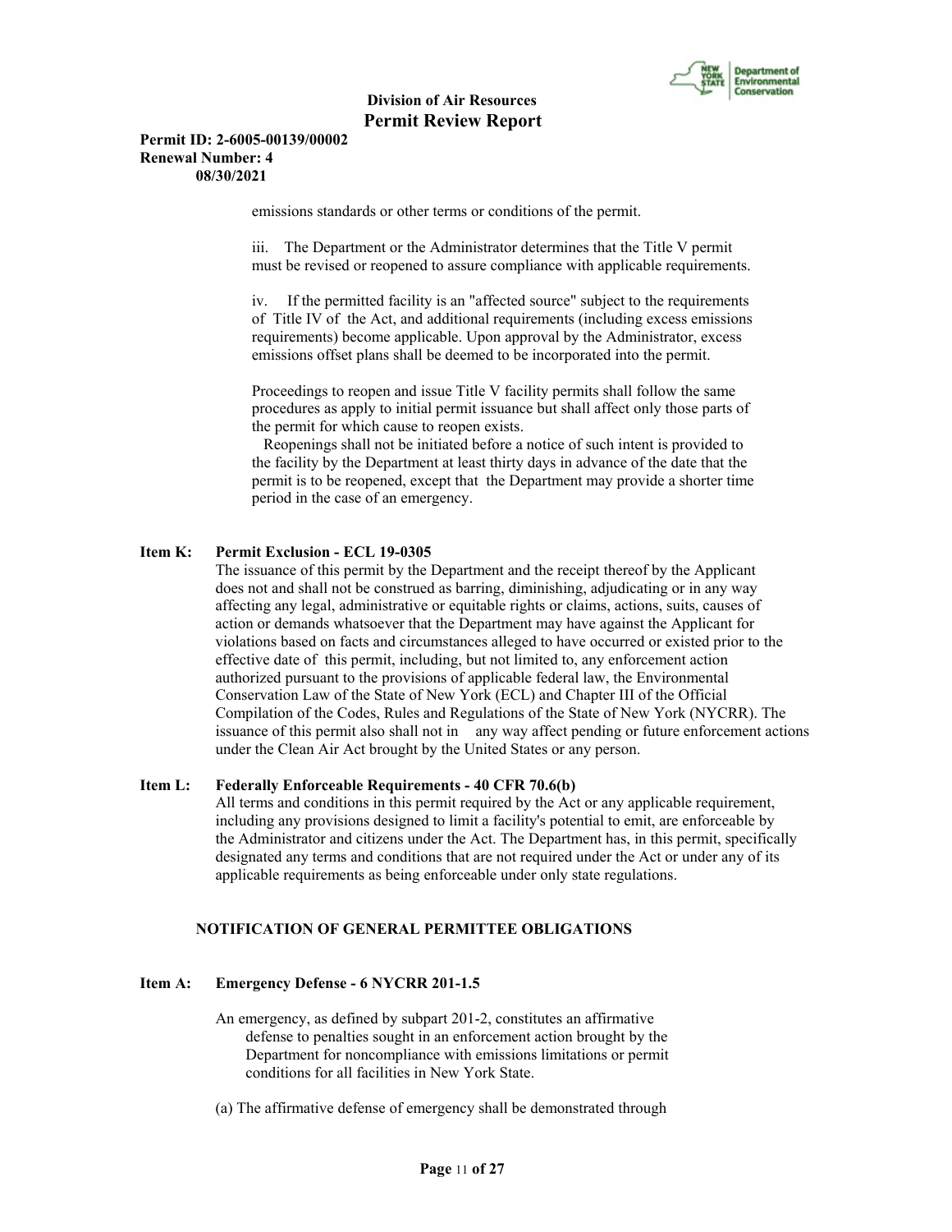emissions standards or other terms or conditions of the permit.

iii. The Department or the Administrator determines that the Title V permit must be revised or reopened to assure compliance with applicable requirements.

iv. If the permitted facility is an "affected source" subject to the requirements of Title IV of the Act, and additional requirements (including excess emissions requirements) become applicable. Upon approval by the Administrator, excess emissions offset plans shall be deemed to be incorporated into the permit.

Proceedings to reopen and issue Title V facility permits shall follow the same procedures as apply to initial permit issuance but shall affect only those parts of the permit for which cause to reopen exists.

Reopenings shall not be initiated before a notice of such intent is provided to the facility by the Department at least thirty days in advance of the date that the permit is to be reopened, except that the Department may provide a shorter time period in the case of an emergency.

**Item K: Permit Exclusion - ECL 19-0305**

The issuance of this permit by the Department and the receipt thereof by the Applicant does not and shall not be construed as barring, diminishing, adjudicating or in any way affecting any legal, administrative or equitable rights or claims, actions, suits, causes of action or demands whatsoever that the Department may have against the Applicant for violations based on facts and circumstances alleged to have occurred or existed prior to the effective date of this permit, including, but not limited to, any enforcement action authorized pursuant to the provisions of applicable federal law, the Environmental Conservation Law of the State of New York (ECL) and Chapter III of the Official Compilation of the Codes, Rules and Regulations of the State of New York (NYCRR). The issuance of this permit also shall not in any way affect pending or future enforcement actions under the Clean Air Act brought by the United States or any person.

**Item L: Federally Enforceable Requirements - 40 CFR 70.6(b)**

All terms and conditions in this permit required by the Act or any applicable requirement, including any provisions designed to limit a facility's potential to emit, are enforceable by the Administrator and citizens under the Act. The Department has, in this permit, specifically designated any terms and conditions that are not required under the Act or under any of its applicable requirements as being enforceable under only state regulations.

**NOTIFICATION OF GENERAL PERMITTEE OBLIGATIONS**

**Item A: Emergency Defense - 6 NYCRR 201-1.5**

An emergency, as defined by subpart 201-2, constitutes an affirmative defense to penalties sought in an enforcement action brought by the Department for noncompliance with emissions limitations or permit conditions for all facilities in New York State.

(a) The affirmative defense of emergency shall be demonstrated through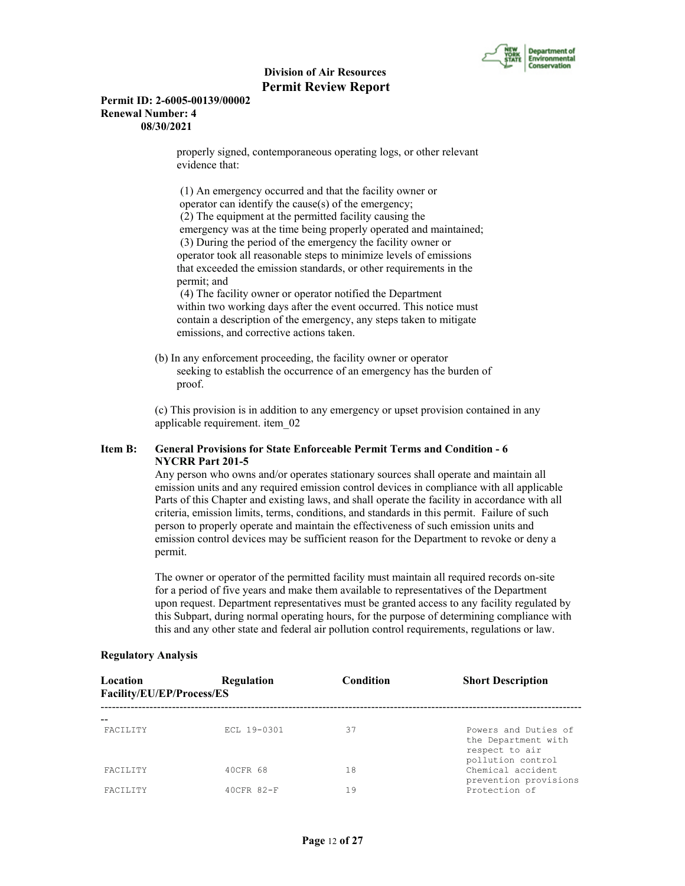properly signed, contemporaneous operating logs, or other relevant evidence that:

(1) An emergency occurred and that the facility owner or operator can identify the cause(s) of the emergency;
(2) The equipment at the permitted facility causing the emergency was at the time being properly operated and maintained;
(3) During the period of the emergency the facility owner or operator took all reasonable steps to minimize levels of emissions that exceeded the emission standards, or other requirements in the permit; and
(4) The facility owner or operator notified the Department within two working days after the event occurred. This notice must contain a description of the emergency, any steps taken to mitigate emissions, and corrective actions taken.

(b) In any enforcement proceeding, the facility owner or operator seeking to establish the occurrence of an emergency has the burden of proof.

(c) This provision is in addition to any emergency or upset provision contained in any applicable requirement. item_02

**Item B: General Provisions for State Enforceable Permit Terms and Condition - 6 NYCRR Part 201-5**

Any person who owns and/or operates stationary sources shall operate and maintain all emission units and any required emission control devices in compliance with all applicable Parts of this Chapter and existing laws, and shall operate the facility in accordance with all criteria, emission limits, terms, conditions, and standards in this permit. Failure of such person to properly operate and maintain the effectiveness of such emission units and emission control devices may be sufficient reason for the Department to revoke or deny a permit.

The owner or operator of the permitted facility must maintain all required records on-site for a period of five years and make them available to representatives of the Department upon request. Department representatives must be granted access to any facility regulated by this Subpart, during normal operating hours, for the purpose of determining compliance with this and any other state and federal air pollution control requirements, regulations or law.

**Regulatory Analysis**

| Location Facility/EU/EP/Process/ES | Regulation | Condition | Short Description |
|---|---|---|---|
| FACILITY | ECL 19-0301 | 37 | Powers and Duties of the Department with respect to air pollution control |
| FACILITY | 40CFR 68 | 18 | Chemical accident prevention provisions |
| FACILITY | 40CFR 82-F | 19 | Protection of |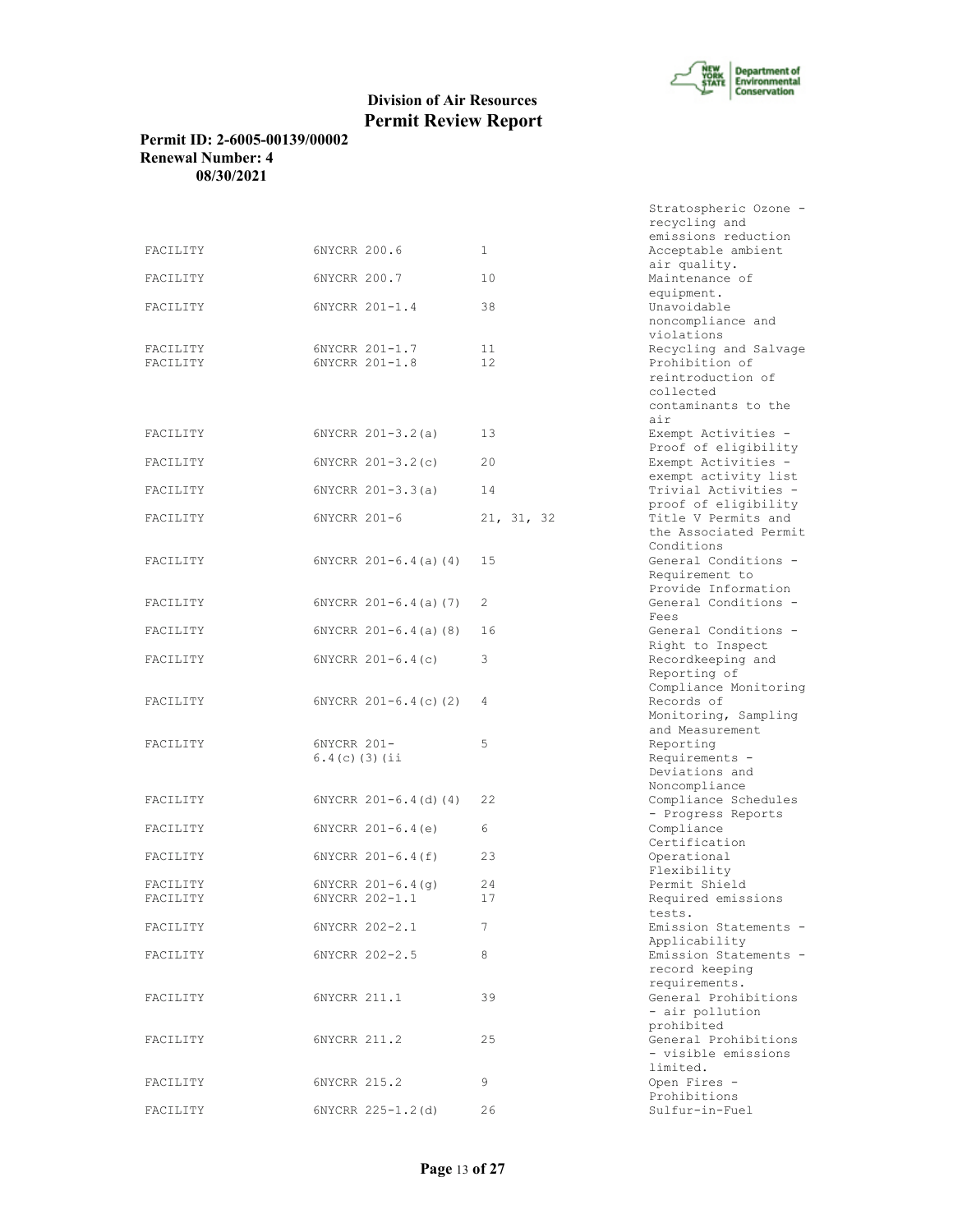**Division of Air Resources**
**Permit Review Report**

**Permit ID: 2-6005-00139/00002**
**Renewal Number: 4**
**08/30/2021**

| | | | |
|---|---|---|---|
| | | | Stratospheric Ozone - recycling and emissions reduction |
| FACILITY | 6NYCRR 200.6 | 1 | Acceptable ambient air quality. |
| FACILITY | 6NYCRR 200.7 | 10 | Maintenance of equipment. |
| FACILITY | 6NYCRR 201-1.4 | 38 | Unavoidable noncompliance and violations |
| FACILITY | 6NYCRR 201-1.7 | 11 | Recycling and Salvage |
| FACILITY | 6NYCRR 201-1.8 | 12 | Prohibition of reintroduction of collected contaminants to the air |
| FACILITY | 6NYCRR 201-3.2(a) | 13 | Exempt Activities - Proof of eligibility |
| FACILITY | 6NYCRR 201-3.2(c) | 20 | Exempt Activities - exempt activity list |
| FACILITY | 6NYCRR 201-3.3(a) | 14 | Trivial Activities - proof of eligibility |
| FACILITY | 6NYCRR 201-6 | 21, 31, 32 | Title V Permits and the Associated Permit Conditions |
| FACILITY | 6NYCRR 201-6.4(a)(4) | 15 | General Conditions - Requirement to Provide Information |
| FACILITY | 6NYCRR 201-6.4(a)(7) | 2 | General Conditions - Fees |
| FACILITY | 6NYCRR 201-6.4(a)(8) | 16 | General Conditions - Right to Inspect |
| FACILITY | 6NYCRR 201-6.4(c) | 3 | Recordkeeping and Reporting of Compliance Monitoring |
| FACILITY | 6NYCRR 201-6.4(c)(2) | 4 | Records of Monitoring, Sampling and Measurement |
| FACILITY | 6NYCRR 201-6.4(c)(3)(ii | 5 | Reporting Requirements - Deviations and Noncompliance |
| FACILITY | 6NYCRR 201-6.4(d)(4) | 22 | Compliance Schedules - Progress Reports |
| FACILITY | 6NYCRR 201-6.4(e) | 6 | Compliance Certification |
| FACILITY | 6NYCRR 201-6.4(f) | 23 | Operational Flexibility |
| FACILITY | 6NYCRR 201-6.4(g) | 24 | Permit Shield |
| FACILITY | 6NYCRR 202-1.1 | 17 | Required emissions tests. |
| FACILITY | 6NYCRR 202-2.1 | 7 | Emission Statements - Applicability |
| FACILITY | 6NYCRR 202-2.5 | 8 | Emission Statements - record keeping requirements. |
| FACILITY | 6NYCRR 211.1 | 39 | General Prohibitions - air pollution prohibited |
| FACILITY | 6NYCRR 211.2 | 25 | General Prohibitions - visible emissions limited. |
| FACILITY | 6NYCRR 215.2 | 9 | Open Fires - Prohibitions |
| FACILITY | 6NYCRR 225-1.2(d) | 26 | Sulfur-in-Fuel |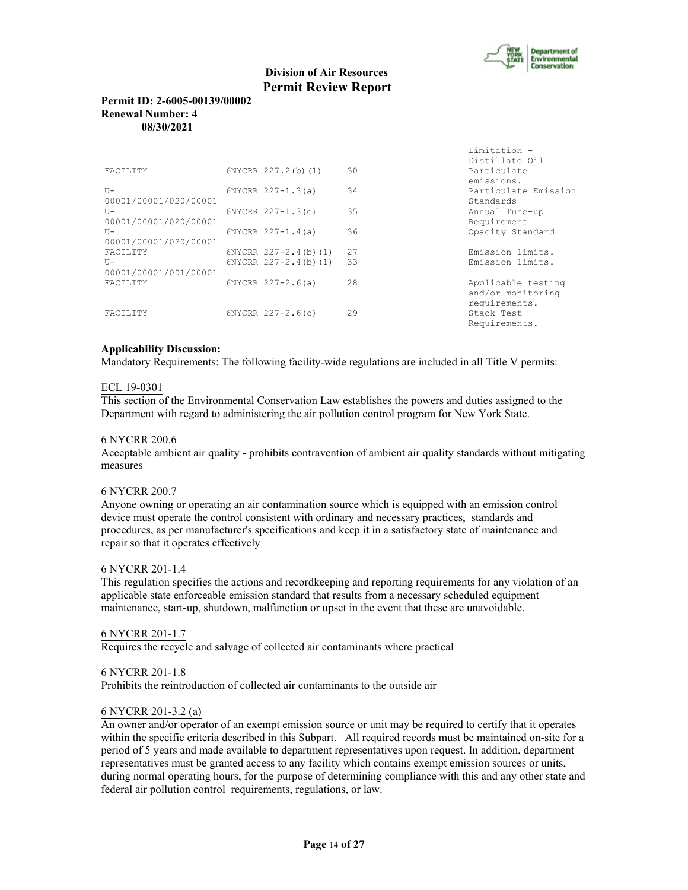**Division of Air Resources**
**Permit Review Report**

**Permit ID: 2-6005-00139/00002**
**Renewal Number: 4**
**08/30/2021**

| | | | |
|---|---|---|---|
| | | | Limitation - Distillate Oil |
| FACILITY | 6NYCRR 227.2(b)(1) | 30 | Particulate emissions. |
| U-00001/00001/020/00001 | 6NYCRR 227-1.3(a) | 34 | Particulate Emission Standards |
| U-00001/00001/020/00001 | 6NYCRR 227-1.3(c) | 35 | Annual Tune-up Requirement |
| U-00001/00001/020/00001 | 6NYCRR 227-1.4(a) | 36 | Opacity Standard |
| FACILITY | 6NYCRR 227-2.4(b)(1) | 27 | Emission limits. |
| U-00001/00001/001/00001 | 6NYCRR 227-2.4(b)(1) | 33 | Emission limits. |
| FACILITY | 6NYCRR 227-2.6(a) | 28 | Applicable testing and/or monitoring requirements. |
| FACILITY | 6NYCRR 227-2.6(c) | 29 | Stack Test Requirements. |

**Applicability Discussion:**

Mandatory Requirements: The following facility-wide regulations are included in all Title V permits:

ECL 19-0301

This section of the Environmental Conservation Law establishes the powers and duties assigned to the Department with regard to administering the air pollution control program for New York State.

6 NYCRR 200.6

Acceptable ambient air quality - prohibits contravention of ambient air quality standards without mitigating measures

6 NYCRR 200.7

Anyone owning or operating an air contamination source which is equipped with an emission control device must operate the control consistent with ordinary and necessary practices, standards and procedures, as per manufacturer's specifications and keep it in a satisfactory state of maintenance and repair so that it operates effectively

6 NYCRR 201-1.4

This regulation specifies the actions and recordkeeping and reporting requirements for any violation of an applicable state enforceable emission standard that results from a necessary scheduled equipment maintenance, start-up, shutdown, malfunction or upset in the event that these are unavoidable.

6 NYCRR 201-1.7

Requires the recycle and salvage of collected air contaminants where practical

6 NYCRR 201-1.8

Prohibits the reintroduction of collected air contaminants to the outside air

6 NYCRR 201-3.2 (a)

An owner and/or operator of an exempt emission source or unit may be required to certify that it operates within the specific criteria described in this Subpart. All required records must be maintained on-site for a period of 5 years and made available to department representatives upon request. In addition, department representatives must be granted access to any facility which contains exempt emission sources or units, during normal operating hours, for the purpose of determining compliance with this and any other state and federal air pollution control requirements, regulations, or law.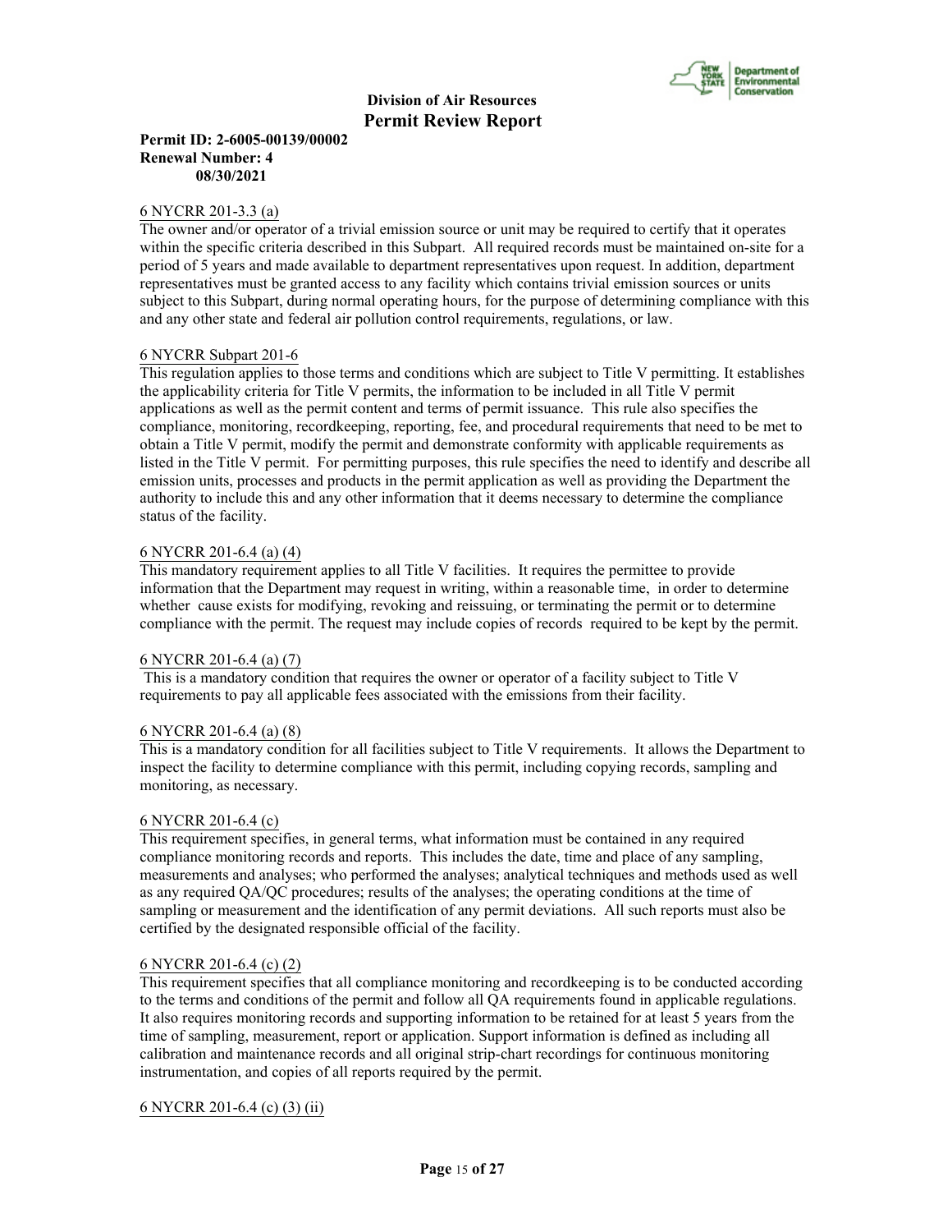6 NYCRR 201-3.3 (a)

The owner and/or operator of a trivial emission source or unit may be required to certify that it operates within the specific criteria described in this Subpart. All required records must be maintained on-site for a period of 5 years and made available to department representatives upon request. In addition, department representatives must be granted access to any facility which contains trivial emission sources or units subject to this Subpart, during normal operating hours, for the purpose of determining compliance with this and any other state and federal air pollution control requirements, regulations, or law.

6 NYCRR Subpart 201-6

This regulation applies to those terms and conditions which are subject to Title V permitting. It establishes the applicability criteria for Title V permits, the information to be included in all Title V permit applications as well as the permit content and terms of permit issuance. This rule also specifies the compliance, monitoring, recordkeeping, reporting, fee, and procedural requirements that need to be met to obtain a Title V permit, modify the permit and demonstrate conformity with applicable requirements as listed in the Title V permit. For permitting purposes, this rule specifies the need to identify and describe all emission units, processes and products in the permit application as well as providing the Department the authority to include this and any other information that it deems necessary to determine the compliance status of the facility.

6 NYCRR 201-6.4 (a) (4)

This mandatory requirement applies to all Title V facilities. It requires the permittee to provide information that the Department may request in writing, within a reasonable time, in order to determine whether cause exists for modifying, revoking and reissuing, or terminating the permit or to determine compliance with the permit. The request may include copies of records required to be kept by the permit.

6 NYCRR 201-6.4 (a) (7)

This is a mandatory condition that requires the owner or operator of a facility subject to Title V requirements to pay all applicable fees associated with the emissions from their facility.

6 NYCRR 201-6.4 (a) (8)

This is a mandatory condition for all facilities subject to Title V requirements. It allows the Department to inspect the facility to determine compliance with this permit, including copying records, sampling and monitoring, as necessary.

6 NYCRR 201-6.4 (c)

This requirement specifies, in general terms, what information must be contained in any required compliance monitoring records and reports. This includes the date, time and place of any sampling, measurements and analyses; who performed the analyses; analytical techniques and methods used as well as any required QA/QC procedures; results of the analyses; the operating conditions at the time of sampling or measurement and the identification of any permit deviations. All such reports must also be certified by the designated responsible official of the facility.

6 NYCRR 201-6.4 (c) (2)

This requirement specifies that all compliance monitoring and recordkeeping is to be conducted according to the terms and conditions of the permit and follow all QA requirements found in applicable regulations. It also requires monitoring records and supporting information to be retained for at least 5 years from the time of sampling, measurement, report or application. Support information is defined as including all calibration and maintenance records and all original strip-chart recordings for continuous monitoring instrumentation, and copies of all reports required by the permit.

6 NYCRR 201-6.4 (c) (3) (ii)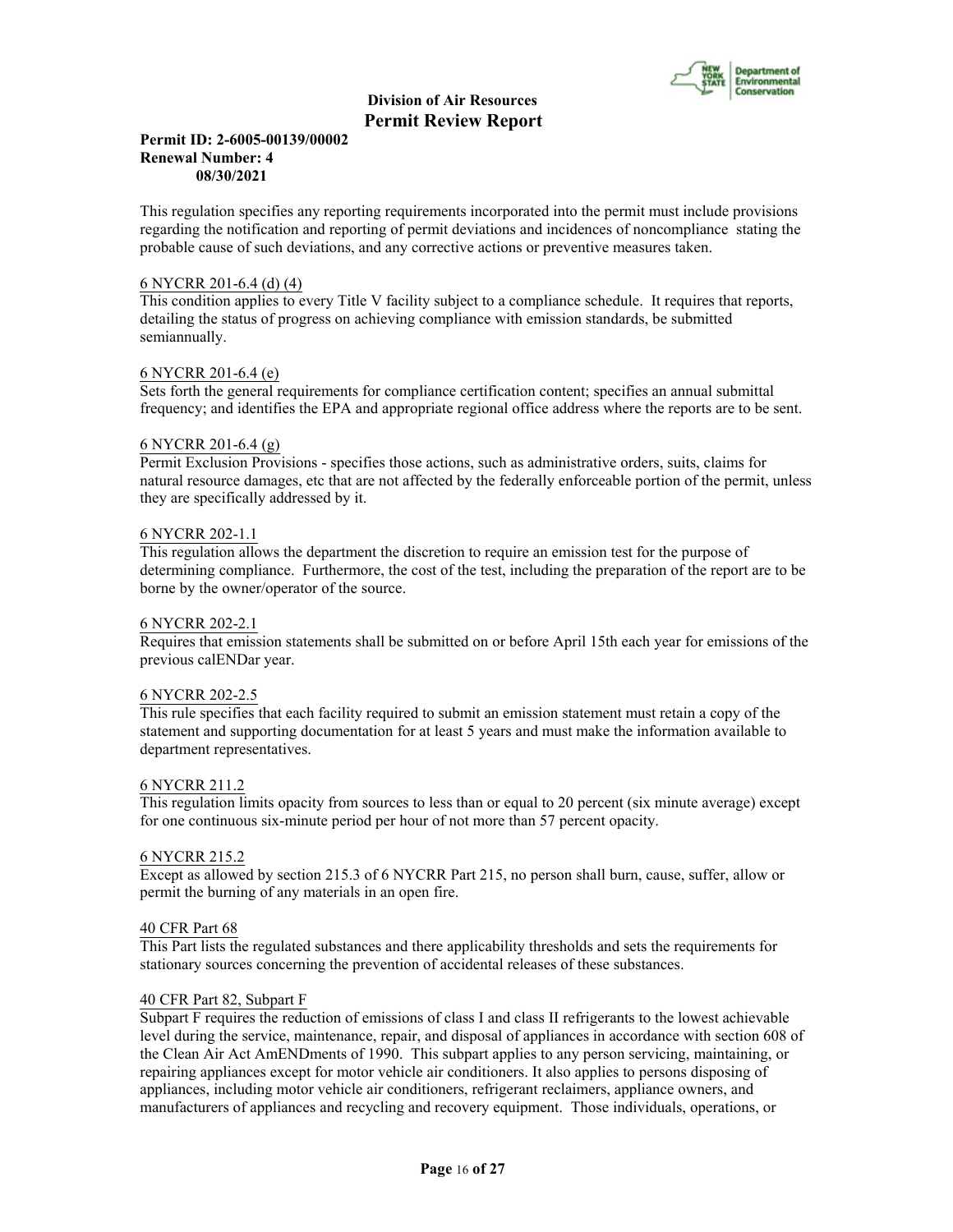This regulation specifies any reporting requirements incorporated into the permit must include provisions regarding the notification and reporting of permit deviations and incidences of noncompliance stating the probable cause of such deviations, and any corrective actions or preventive measures taken.

6 NYCRR 201-6.4 (d) (4)
This condition applies to every Title V facility subject to a compliance schedule. It requires that reports, detailing the status of progress on achieving compliance with emission standards, be submitted semiannually.

6 NYCRR 201-6.4 (e)
Sets forth the general requirements for compliance certification content; specifies an annual submittal frequency; and identifies the EPA and appropriate regional office address where the reports are to be sent.

6 NYCRR 201-6.4 (g)
Permit Exclusion Provisions - specifies those actions, such as administrative orders, suits, claims for natural resource damages, etc that are not affected by the federally enforceable portion of the permit, unless they are specifically addressed by it.

6 NYCRR 202-1.1
This regulation allows the department the discretion to require an emission test for the purpose of determining compliance. Furthermore, the cost of the test, including the preparation of the report are to be borne by the owner/operator of the source.

6 NYCRR 202-2.1
Requires that emission statements shall be submitted on or before April 15th each year for emissions of the previous calENDar year.

6 NYCRR 202-2.5
This rule specifies that each facility required to submit an emission statement must retain a copy of the statement and supporting documentation for at least 5 years and must make the information available to department representatives.

6 NYCRR 211.2
This regulation limits opacity from sources to less than or equal to 20 percent (six minute average) except for one continuous six-minute period per hour of not more than 57 percent opacity.

6 NYCRR 215.2
Except as allowed by section 215.3 of 6 NYCRR Part 215, no person shall burn, cause, suffer, allow or permit the burning of any materials in an open fire.

40 CFR Part 68
This Part lists the regulated substances and there applicability thresholds and sets the requirements for stationary sources concerning the prevention of accidental releases of these substances.

40 CFR Part 82, Subpart F
Subpart F requires the reduction of emissions of class I and class II refrigerants to the lowest achievable level during the service, maintenance, repair, and disposal of appliances in accordance with section 608 of the Clean Air Act AmENDments of 1990. This subpart applies to any person servicing, maintaining, or repairing appliances except for motor vehicle air conditioners. It also applies to persons disposing of appliances, including motor vehicle air conditioners, refrigerant reclaimers, appliance owners, and manufacturers of appliances and recycling and recovery equipment. Those individuals, operations, or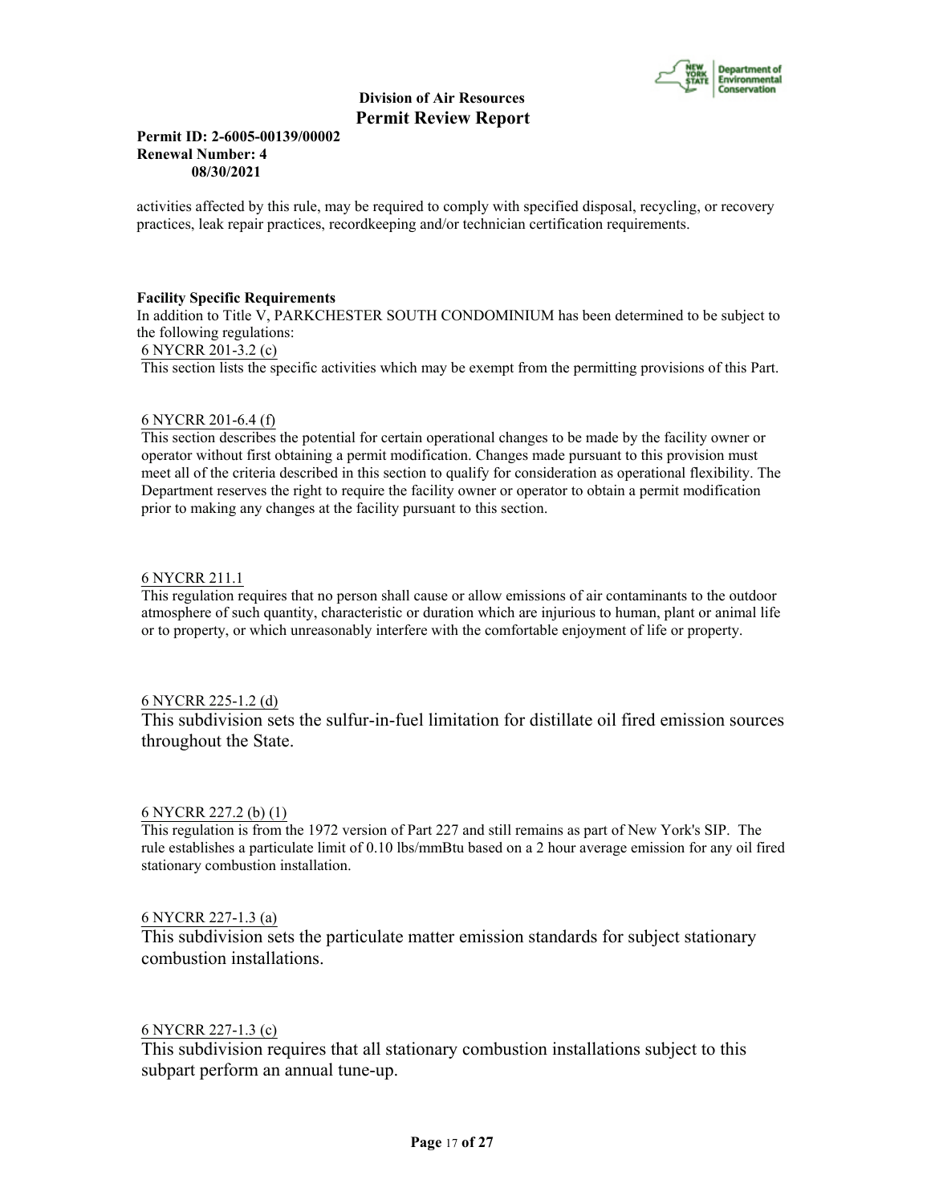activities affected by this rule, may be required to comply with specified disposal, recycling, or recovery practices, leak repair practices, recordkeeping and/or technician certification requirements.

**Facility Specific Requirements**

In addition to Title V, PARKCHESTER SOUTH CONDOMINIUM has been determined to be subject to the following regulations:

6 NYCRR 201-3.2 (c)

This section lists the specific activities which may be exempt from the permitting provisions of this Part.

6 NYCRR 201-6.4 (f)

This section describes the potential for certain operational changes to be made by the facility owner or operator without first obtaining a permit modification. Changes made pursuant to this provision must meet all of the criteria described in this section to qualify for consideration as operational flexibility. The Department reserves the right to require the facility owner or operator to obtain a permit modification prior to making any changes at the facility pursuant to this section.

6 NYCRR 211.1

This regulation requires that no person shall cause or allow emissions of air contaminants to the outdoor atmosphere of such quantity, characteristic or duration which are injurious to human, plant or animal life or to property, or which unreasonably interfere with the comfortable enjoyment of life or property.

6 NYCRR 225-1.2 (d)

This subdivision sets the sulfur-in-fuel limitation for distillate oil fired emission sources throughout the State.

6 NYCRR 227.2 (b) (1)

This regulation is from the 1972 version of Part 227 and still remains as part of New York's SIP. The rule establishes a particulate limit of 0.10 lbs/mmBtu based on a 2 hour average emission for any oil fired stationary combustion installation.

6 NYCRR 227-1.3 (a)

This subdivision sets the particulate matter emission standards for subject stationary combustion installations.

6 NYCRR 227-1.3 (c)

This subdivision requires that all stationary combustion installations subject to this subpart perform an annual tune-up.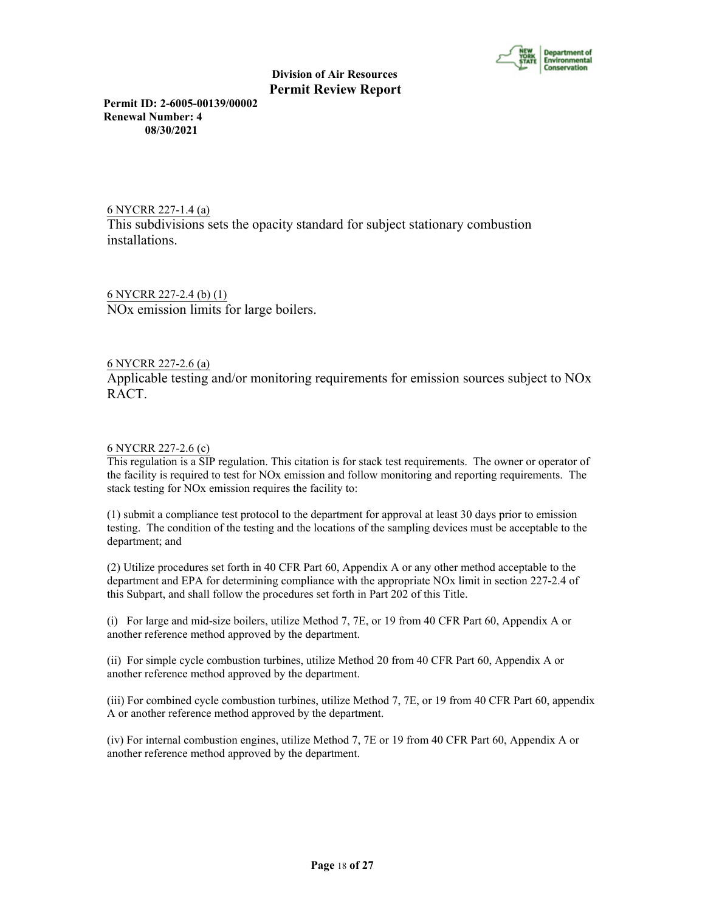6 NYCRR 227-1.4 (a)

This subdivisions sets the opacity standard for subject stationary combustion installations.

6 NYCRR 227-2.4 (b) (1)

NOx emission limits for large boilers.

6 NYCRR 227-2.6 (a)

Applicable testing and/or monitoring requirements for emission sources subject to NOx RACT.

6 NYCRR 227-2.6 (c)

This regulation is a SIP regulation. This citation is for stack test requirements. The owner or operator of the facility is required to test for NOx emission and follow monitoring and reporting requirements. The stack testing for NOx emission requires the facility to:

(1) submit a compliance test protocol to the department for approval at least 30 days prior to emission testing. The condition of the testing and the locations of the sampling devices must be acceptable to the department; and

(2) Utilize procedures set forth in 40 CFR Part 60, Appendix A or any other method acceptable to the department and EPA for determining compliance with the appropriate NOx limit in section 227-2.4 of this Subpart, and shall follow the procedures set forth in Part 202 of this Title.

(i) For large and mid-size boilers, utilize Method 7, 7E, or 19 from 40 CFR Part 60, Appendix A or another reference method approved by the department.

(ii) For simple cycle combustion turbines, utilize Method 20 from 40 CFR Part 60, Appendix A or another reference method approved by the department.

(iii) For combined cycle combustion turbines, utilize Method 7, 7E, or 19 from 40 CFR Part 60, appendix A or another reference method approved by the department.

(iv) For internal combustion engines, utilize Method 7, 7E or 19 from 40 CFR Part 60, Appendix A or another reference method approved by the department.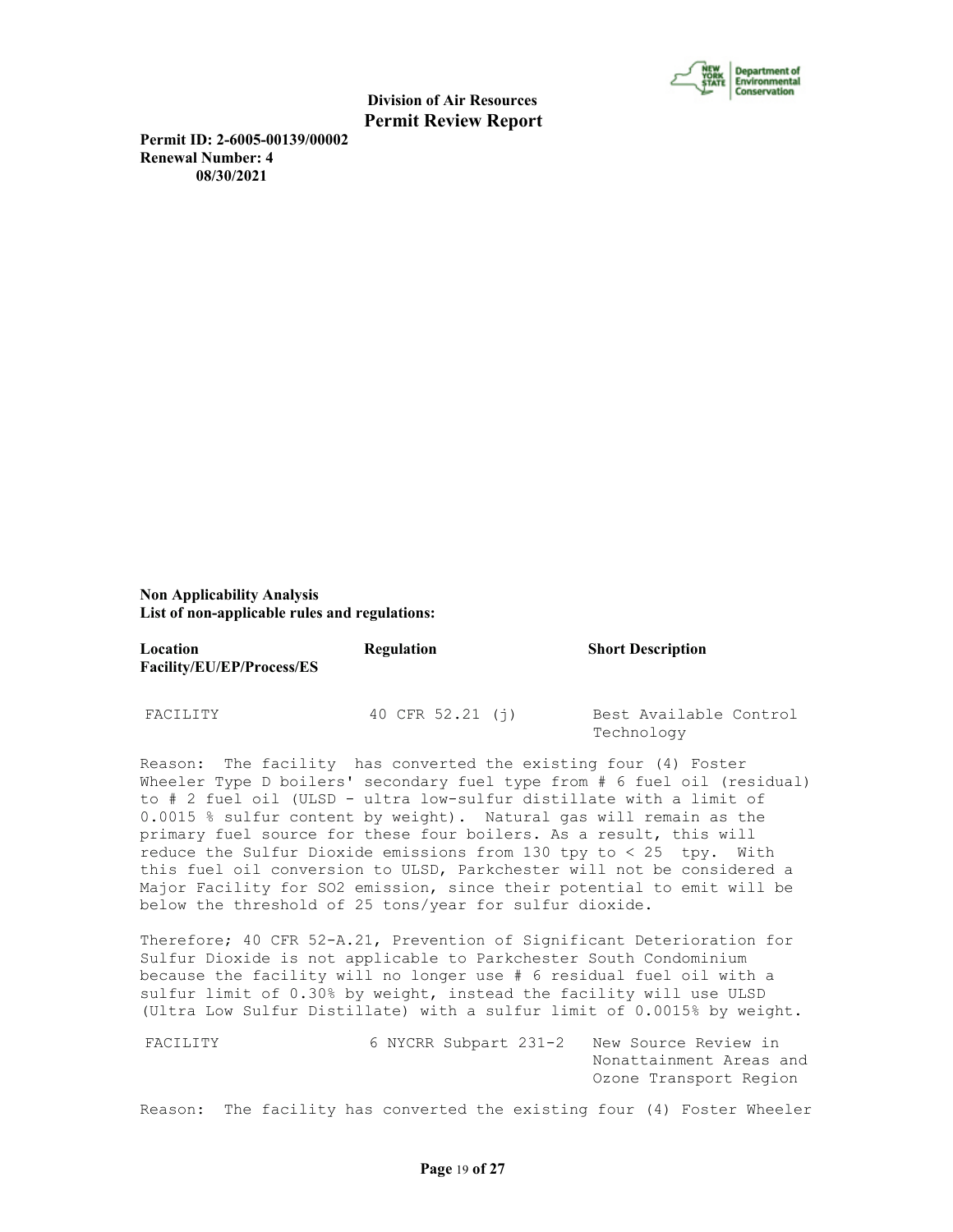**Non Applicability Analysis**
**List of non-applicable rules and regulations:**

| Location Facility/EU/EP/Process/ES | Regulation | Short Description |
|---|---|---|
| FACILITY | 40 CFR 52.21 (j) | Best Available Control Technology |

Reason: The facility has converted the existing four (4) Foster Wheeler Type D boilers' secondary fuel type from # 6 fuel oil (residual) to # 2 fuel oil (ULSD - ultra low-sulfur distillate with a limit of 0.0015 % sulfur content by weight). Natural gas will remain as the primary fuel source for these four boilers. As a result, this will reduce the Sulfur Dioxide emissions from 130 tpy to < 25 tpy. With this fuel oil conversion to ULSD, Parkchester will not be considered a Major Facility for SO2 emission, since their potential to emit will be below the threshold of 25 tons/year for sulfur dioxide.

Therefore; 40 CFR 52-A.21, Prevention of Significant Deterioration for Sulfur Dioxide is not applicable to Parkchester South Condominium because the facility will no longer use # 6 residual fuel oil with a sulfur limit of 0.30% by weight, instead the facility will use ULSD (Ultra Low Sulfur Distillate) with a sulfur limit of 0.0015% by weight.

| Location Facility/EU/EP/Process/ES | Regulation | Short Description |
|---|---|---|
| FACILITY | 6 NYCRR Subpart 231-2 | New Source Review in Nonattainment Areas and Ozone Transport Region |

Reason: The facility has converted the existing four (4) Foster Wheeler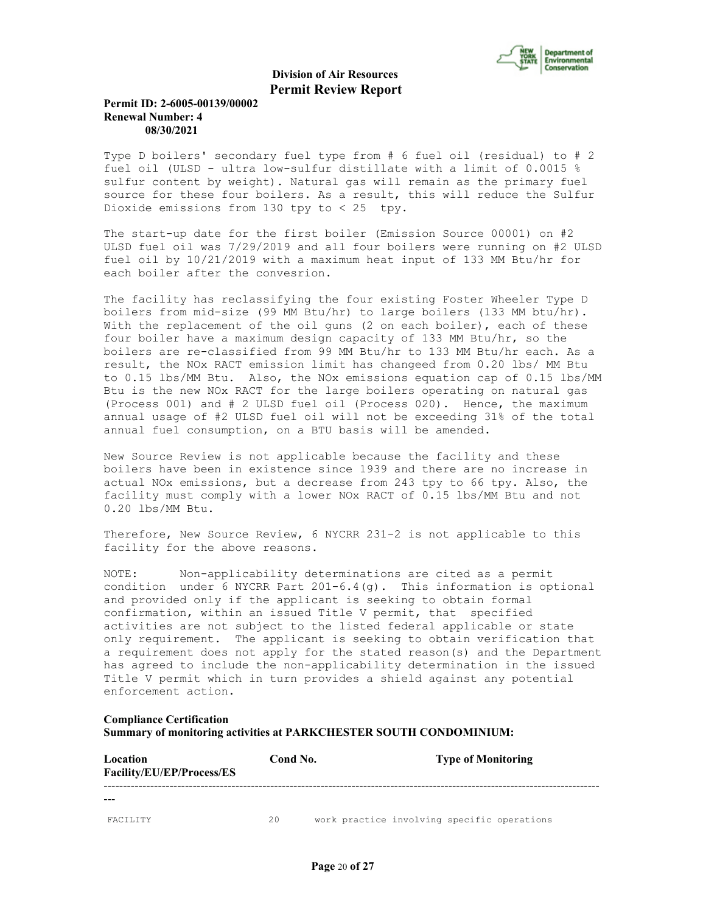Type D boilers' secondary fuel type from # 6 fuel oil (residual) to # 2 fuel oil (ULSD - ultra low-sulfur distillate with a limit of 0.0015 % sulfur content by weight). Natural gas will remain as the primary fuel source for these four boilers. As a result, this will reduce the Sulfur Dioxide emissions from 130 tpy to < 25 tpy.

The start-up date for the first boiler (Emission Source 00001) on #2 ULSD fuel oil was 7/29/2019 and all four boilers were running on #2 ULSD fuel oil by 10/21/2019 with a maximum heat input of 133 MM Btu/hr for each boiler after the convesrion.

The facility has reclassifying the four existing Foster Wheeler Type D boilers from mid-size (99 MM Btu/hr) to large boilers (133 MM btu/hr). With the replacement of the oil guns (2 on each boiler), each of these four boiler have a maximum design capacity of 133 MM Btu/hr, so the boilers are re-classified from 99 MM Btu/hr to 133 MM Btu/hr each. As a result, the NOx RACT emission limit has changeed from 0.20 lbs/ MM Btu to 0.15 lbs/MM Btu. Also, the NOx emissions equation cap of 0.15 lbs/MM Btu is the new NOx RACT for the large boilers operating on natural gas (Process 001) and # 2 ULSD fuel oil (Process 020). Hence, the maximum annual usage of #2 ULSD fuel oil will not be exceeding 31% of the total annual fuel consumption, on a BTU basis will be amended.

New Source Review is not applicable because the facility and these boilers have been in existence since 1939 and there are no increase in actual NOx emissions, but a decrease from 243 tpy to 66 tpy. Also, the facility must comply with a lower NOx RACT of 0.15 lbs/MM Btu and not 0.20 lbs/MM Btu.

Therefore, New Source Review, 6 NYCRR 231-2 is not applicable to this facility for the above reasons.

NOTE: Non-applicability determinations are cited as a permit condition under 6 NYCRR Part 201-6.4(g). This information is optional and provided only if the applicant is seeking to obtain formal confirmation, within an issued Title V permit, that specified activities are not subject to the listed federal applicable or state only requirement. The applicant is seeking to obtain verification that a requirement does not apply for the stated reason(s) and the Department has agreed to include the non-applicability determination in the issued Title V permit which in turn provides a shield against any potential enforcement action.

**Compliance Certification**
**Summary of monitoring activities at PARKCHESTER SOUTH CONDOMINIUM:**

| Location Facility/EU/EP/Process/ES | Cond No. | Type of Monitoring |
|---|---|---|
| FACILITY | 20 | work practice involving specific operations |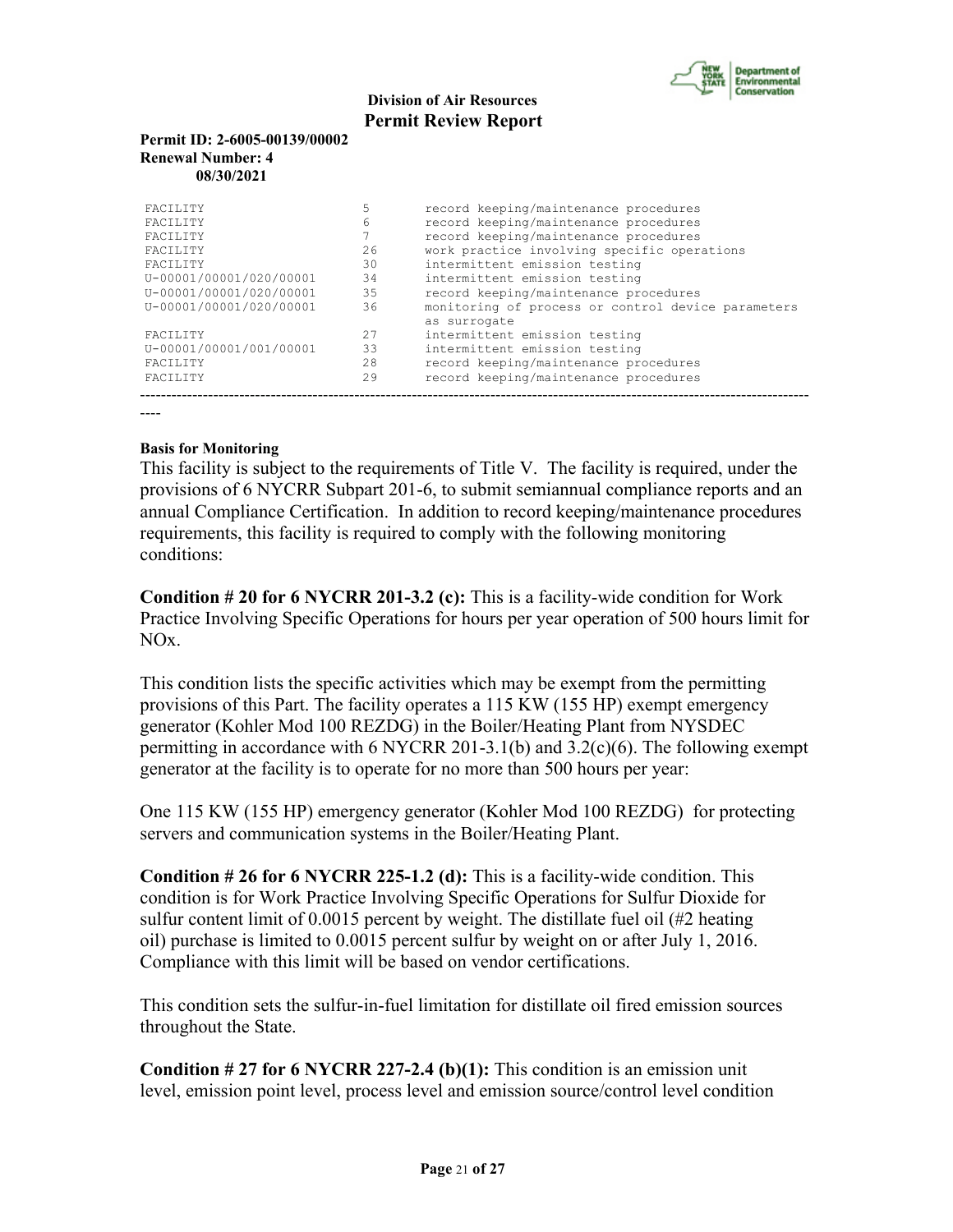| | | |
|---|---|---|
| FACILITY | 5 | record keeping/maintenance procedures |
| FACILITY | 6 | record keeping/maintenance procedures |
| FACILITY | 7 | record keeping/maintenance procedures |
| FACILITY | 26 | work practice involving specific operations |
| FACILITY | 30 | intermittent emission testing |
| U-00001/00001/020/00001 | 34 | intermittent emission testing |
| U-00001/00001/020/00001 | 35 | record keeping/maintenance procedures |
| U-00001/00001/020/00001 | 36 | monitoring of process or control device parameters as surrogate |
| FACILITY | 27 | intermittent emission testing |
| U-00001/00001/001/00001 | 33 | intermittent emission testing |
| FACILITY | 28 | record keeping/maintenance procedures |
| FACILITY | 29 | record keeping/maintenance procedures |

---

**Basis for Monitoring**

This facility is subject to the requirements of Title V. The facility is required, under the provisions of 6 NYCRR Subpart 201-6, to submit semiannual compliance reports and an annual Compliance Certification. In addition to record keeping/maintenance procedures requirements, this facility is required to comply with the following monitoring conditions:

**Condition # 20 for 6 NYCRR 201-3.2 (c):** This is a facility-wide condition for Work Practice Involving Specific Operations for hours per year operation of 500 hours limit for NOx.

This condition lists the specific activities which may be exempt from the permitting provisions of this Part. The facility operates a 115 KW (155 HP) exempt emergency generator (Kohler Mod 100 REZDG) in the Boiler/Heating Plant from NYSDEC permitting in accordance with 6 NYCRR 201-3.1(b) and 3.2(c)(6). The following exempt generator at the facility is to operate for no more than 500 hours per year:

One 115 KW (155 HP) emergency generator (Kohler Mod 100 REZDG) for protecting servers and communication systems in the Boiler/Heating Plant.

**Condition # 26 for 6 NYCRR 225-1.2 (d):** This is a facility-wide condition. This condition is for Work Practice Involving Specific Operations for Sulfur Dioxide for sulfur content limit of 0.0015 percent by weight. The distillate fuel oil (#2 heating oil) purchase is limited to 0.0015 percent sulfur by weight on or after July 1, 2016. Compliance with this limit will be based on vendor certifications.

This condition sets the sulfur-in-fuel limitation for distillate oil fired emission sources throughout the State.

**Condition # 27 for 6 NYCRR 227-2.4 (b)(1):** This condition is an emission unit level, emission point level, process level and emission source/control level condition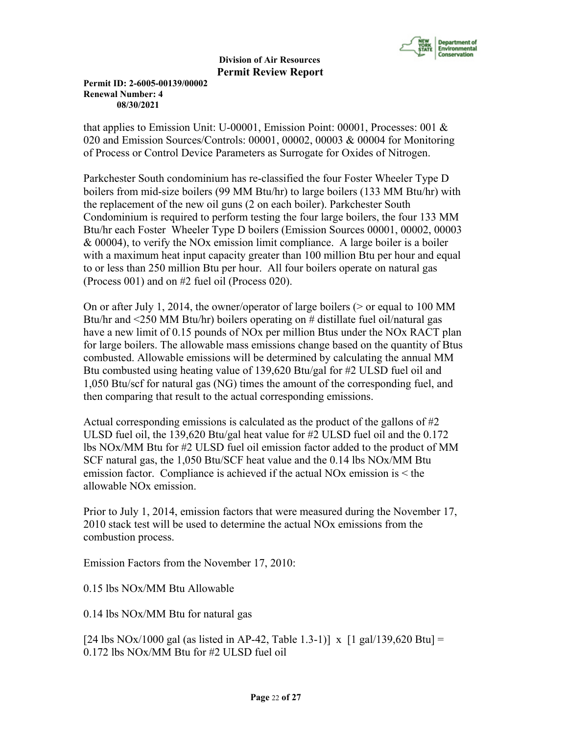that applies to Emission Unit: U-00001, Emission Point: 00001, Processes: 001 & 020 and Emission Sources/Controls: 00001, 00002, 00003 & 00004 for Monitoring of Process or Control Device Parameters as Surrogate for Oxides of Nitrogen.

Parkchester South condominium has re-classified the four Foster Wheeler Type D boilers from mid-size boilers (99 MM Btu/hr) to large boilers (133 MM Btu/hr) with the replacement of the new oil guns (2 on each boiler). Parkchester South Condominium is required to perform testing the four large boilers, the four 133 MM Btu/hr each Foster Wheeler Type D boilers (Emission Sources 00001, 00002, 00003 & 00004), to verify the NOx emission limit compliance. A large boiler is a boiler with a maximum heat input capacity greater than 100 million Btu per hour and equal to or less than 250 million Btu per hour. All four boilers operate on natural gas (Process 001) and on #2 fuel oil (Process 020).

On or after July 1, 2014, the owner/operator of large boilers (> or equal to 100 MM Btu/hr and <250 MM Btu/hr) boilers operating on # distillate fuel oil/natural gas have a new limit of 0.15 pounds of NOx per million Btus under the NOx RACT plan for large boilers. The allowable mass emissions change based on the quantity of Btus combusted. Allowable emissions will be determined by calculating the annual MM Btu combusted using heating value of 139,620 Btu/gal for #2 ULSD fuel oil and 1,050 Btu/scf for natural gas (NG) times the amount of the corresponding fuel, and then comparing that result to the actual corresponding emissions.

Actual corresponding emissions is calculated as the product of the gallons of #2 ULSD fuel oil, the 139,620 Btu/gal heat value for #2 ULSD fuel oil and the 0.172 lbs NOx/MM Btu for #2 ULSD fuel oil emission factor added to the product of MM SCF natural gas, the 1,050 Btu/SCF heat value and the 0.14 lbs NOx/MM Btu emission factor. Compliance is achieved if the actual NOx emission is < the allowable NOx emission.

Prior to July 1, 2014, emission factors that were measured during the November 17, 2010 stack test will be used to determine the actual NOx emissions from the combustion process.

Emission Factors from the November 17, 2010:

0.15 lbs NOx/MM Btu Allowable

0.14 lbs NOx/MM Btu for natural gas

[24 lbs NOx/1000 gal (as listed in AP-42, Table 1.3-1)] x [1 gal/139,620 Btu] = 0.172 lbs NOx/MM Btu for #2 ULSD fuel oil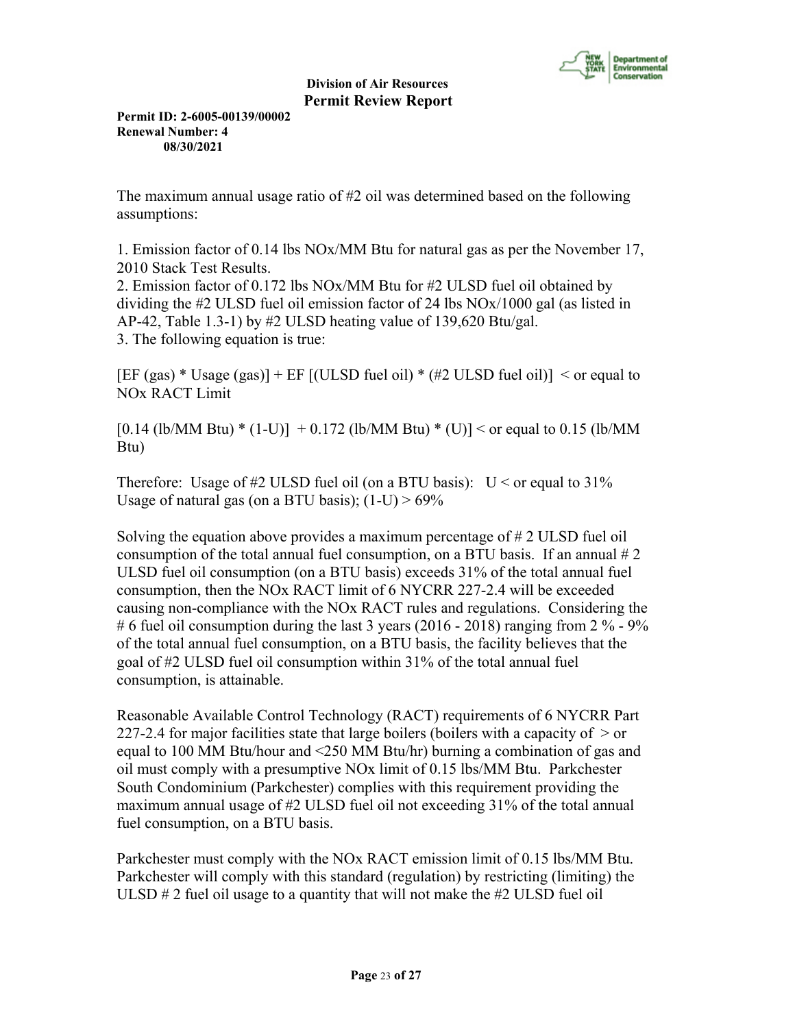The maximum annual usage ratio of #2 oil was determined based on the following assumptions:

1. Emission factor of 0.14 lbs NOx/MM Btu for natural gas as per the November 17, 2010 Stack Test Results.
2. Emission factor of 0.172 lbs NOx/MM Btu for #2 ULSD fuel oil obtained by dividing the #2 ULSD fuel oil emission factor of 24 lbs NOx/1000 gal (as listed in AP-42, Table 1.3-1) by #2 ULSD heating value of 139,620 Btu/gal.
3. The following equation is true:

[EF (gas) * Usage (gas)] + EF [(ULSD fuel oil) * (#2 ULSD fuel oil)] < or equal to NOx RACT Limit

[0.14 (lb/MM Btu) * (1-U)] + 0.172 (lb/MM Btu) * (U)] < or equal to 0.15 (lb/MM Btu)

Therefore: Usage of #2 ULSD fuel oil (on a BTU basis): U < or equal to 31%
Usage of natural gas (on a BTU basis); (1-U) > 69%

Solving the equation above provides a maximum percentage of # 2 ULSD fuel oil consumption of the total annual fuel consumption, on a BTU basis. If an annual # 2 ULSD fuel oil consumption (on a BTU basis) exceeds 31% of the total annual fuel consumption, then the NOx RACT limit of 6 NYCRR 227-2.4 will be exceeded causing non-compliance with the NOx RACT rules and regulations. Considering the # 6 fuel oil consumption during the last 3 years (2016 - 2018) ranging from 2 % - 9% of the total annual fuel consumption, on a BTU basis, the facility believes that the goal of #2 ULSD fuel oil consumption within 31% of the total annual fuel consumption, is attainable.

Reasonable Available Control Technology (RACT) requirements of 6 NYCRR Part 227-2.4 for major facilities state that large boilers (boilers with a capacity of > or equal to 100 MM Btu/hour and <250 MM Btu/hr) burning a combination of gas and oil must comply with a presumptive NOx limit of 0.15 lbs/MM Btu. Parkchester South Condominium (Parkchester) complies with this requirement providing the maximum annual usage of #2 ULSD fuel oil not exceeding 31% of the total annual fuel consumption, on a BTU basis.

Parkchester must comply with the NOx RACT emission limit of 0.15 lbs/MM Btu. Parkchester will comply with this standard (regulation) by restricting (limiting) the ULSD # 2 fuel oil usage to a quantity that will not make the #2 ULSD fuel oil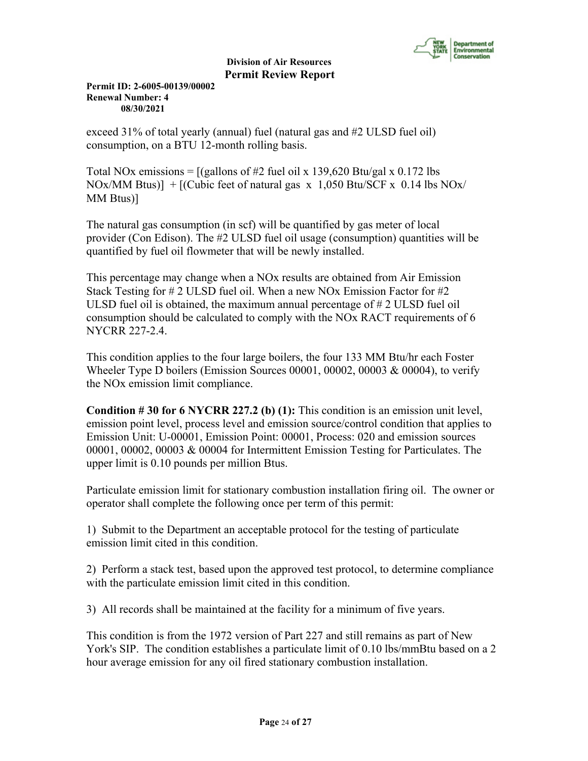exceed 31% of total yearly (annual) fuel (natural gas and #2 ULSD fuel oil) consumption, on a BTU 12-month rolling basis.

Total NOx emissions = [(gallons of #2 fuel oil x 139,620 Btu/gal x 0.172 lbs NOx/MM Btus)] + [(Cubic feet of natural gas x 1,050 Btu/SCF x 0.14 lbs NOx/ MM Btus)]

The natural gas consumption (in scf) will be quantified by gas meter of local provider (Con Edison). The #2 ULSD fuel oil usage (consumption) quantities will be quantified by fuel oil flowmeter that will be newly installed.

This percentage may change when a NOx results are obtained from Air Emission Stack Testing for # 2 ULSD fuel oil. When a new NOx Emission Factor for #2 ULSD fuel oil is obtained, the maximum annual percentage of # 2 ULSD fuel oil consumption should be calculated to comply with the NOx RACT requirements of 6 NYCRR 227-2.4.

This condition applies to the four large boilers, the four 133 MM Btu/hr each Foster Wheeler Type D boilers (Emission Sources 00001, 00002, 00003 & 00004), to verify the NOx emission limit compliance.

**Condition # 30 for 6 NYCRR 227.2 (b) (1):** This condition is an emission unit level, emission point level, process level and emission source/control condition that applies to Emission Unit: U-00001, Emission Point: 00001, Process: 020 and emission sources 00001, 00002, 00003 & 00004 for Intermittent Emission Testing for Particulates. The upper limit is 0.10 pounds per million Btus.

Particulate emission limit for stationary combustion installation firing oil. The owner or operator shall complete the following once per term of this permit:

1) Submit to the Department an acceptable protocol for the testing of particulate emission limit cited in this condition.

2) Perform a stack test, based upon the approved test protocol, to determine compliance with the particulate emission limit cited in this condition.

3) All records shall be maintained at the facility for a minimum of five years.

This condition is from the 1972 version of Part 227 and still remains as part of New York's SIP. The condition establishes a particulate limit of 0.10 lbs/mmBtu based on a 2 hour average emission for any oil fired stationary combustion installation.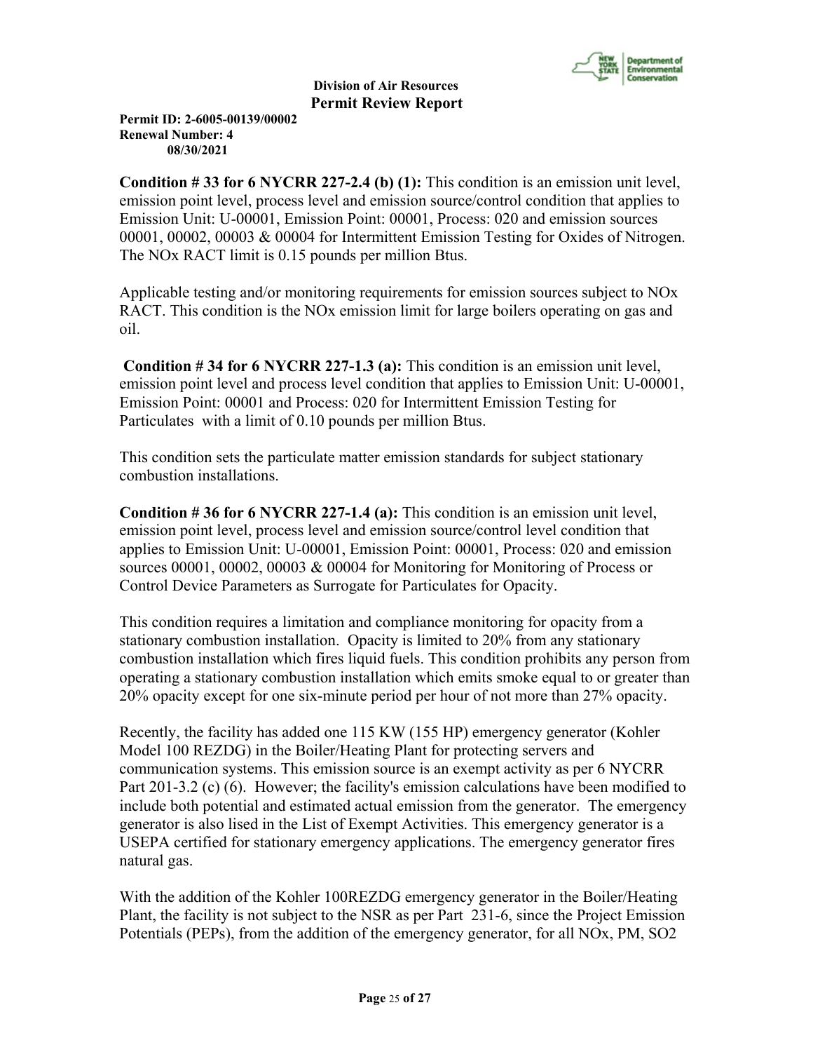**Condition # 33 for 6 NYCRR 227-2.4 (b) (1):** This condition is an emission unit level, emission point level, process level and emission source/control condition that applies to Emission Unit: U-00001, Emission Point: 00001, Process: 020 and emission sources 00001, 00002, 00003 & 00004 for Intermittent Emission Testing for Oxides of Nitrogen. The NOx RACT limit is 0.15 pounds per million Btus.

Applicable testing and/or monitoring requirements for emission sources subject to NOx RACT. This condition is the NOx emission limit for large boilers operating on gas and oil.

**Condition # 34 for 6 NYCRR 227-1.3 (a):** This condition is an emission unit level, emission point level and process level condition that applies to Emission Unit: U-00001, Emission Point: 00001 and Process: 020 for Intermittent Emission Testing for Particulates with a limit of 0.10 pounds per million Btus.

This condition sets the particulate matter emission standards for subject stationary combustion installations.

**Condition # 36 for 6 NYCRR 227-1.4 (a):** This condition is an emission unit level, emission point level, process level and emission source/control level condition that applies to Emission Unit: U-00001, Emission Point: 00001, Process: 020 and emission sources 00001, 00002, 00003 & 00004 for Monitoring for Monitoring of Process or Control Device Parameters as Surrogate for Particulates for Opacity.

This condition requires a limitation and compliance monitoring for opacity from a stationary combustion installation. Opacity is limited to 20% from any stationary combustion installation which fires liquid fuels. This condition prohibits any person from operating a stationary combustion installation which emits smoke equal to or greater than 20% opacity except for one six-minute period per hour of not more than 27% opacity.

Recently, the facility has added one 115 KW (155 HP) emergency generator (Kohler Model 100 REZDG) in the Boiler/Heating Plant for protecting servers and communication systems. This emission source is an exempt activity as per 6 NYCRR Part 201-3.2 (c) (6). However; the facility's emission calculations have been modified to include both potential and estimated actual emission from the generator. The emergency generator is also lised in the List of Exempt Activities. This emergency generator is a USEPA certified for stationary emergency applications. The emergency generator fires natural gas.

With the addition of the Kohler 100REZDG emergency generator in the Boiler/Heating Plant, the facility is not subject to the NSR as per Part 231-6, since the Project Emission Potentials (PEPs), from the addition of the emergency generator, for all NOx, PM, SO2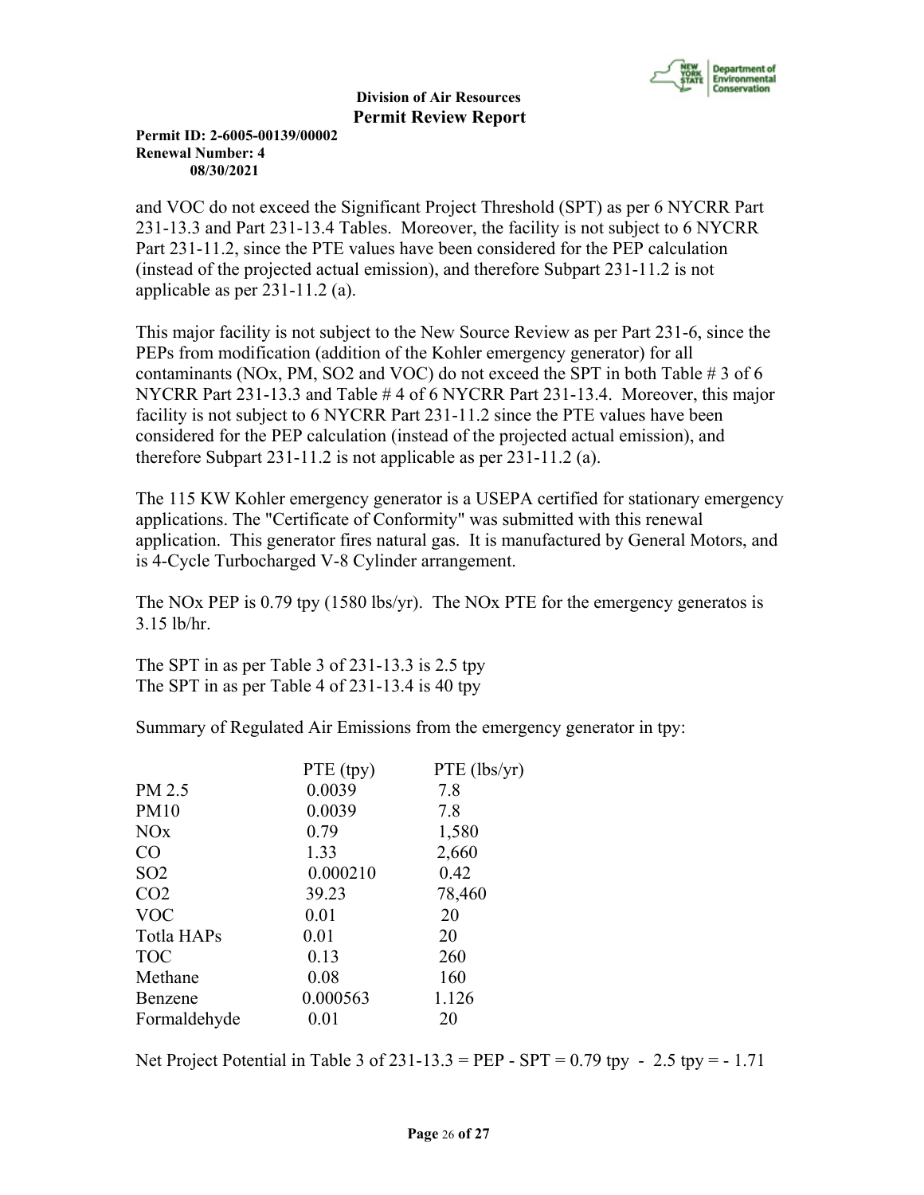and VOC do not exceed the Significant Project Threshold (SPT) as per 6 NYCRR Part 231-13.3 and Part 231-13.4 Tables. Moreover, the facility is not subject to 6 NYCRR Part 231-11.2, since the PTE values have been considered for the PEP calculation (instead of the projected actual emission), and therefore Subpart 231-11.2 is not applicable as per 231-11.2 (a).

This major facility is not subject to the New Source Review as per Part 231-6, since the PEPs from modification (addition of the Kohler emergency generator) for all contaminants (NOx, PM, SO2 and VOC) do not exceed the SPT in both Table # 3 of 6 NYCRR Part 231-13.3 and Table # 4 of 6 NYCRR Part 231-13.4. Moreover, this major facility is not subject to 6 NYCRR Part 231-11.2 since the PTE values have been considered for the PEP calculation (instead of the projected actual emission), and therefore Subpart 231-11.2 is not applicable as per 231-11.2 (a).

The 115 KW Kohler emergency generator is a USEPA certified for stationary emergency applications. The "Certificate of Conformity" was submitted with this renewal application. This generator fires natural gas. It is manufactured by General Motors, and is 4-Cycle Turbocharged V-8 Cylinder arrangement.

The NOx PEP is 0.79 tpy (1580 lbs/yr). The NOx PTE for the emergency generatos is 3.15 lb/hr.

The SPT in as per Table 3 of 231-13.3 is 2.5 tpy
The SPT in as per Table 4 of 231-13.4 is 40 tpy

Summary of Regulated Air Emissions from the emergency generator in tpy:

| | PTE (tpy) | PTE (lbs/yr) |
|---|---|---|
| PM 2.5 | 0.0039 | 7.8 |
| PM10 | 0.0039 | 7.8 |
| NOx | 0.79 | 1,580 |
| CO | 1.33 | 2,660 |
| SO2 | 0.000210 | 0.42 |
| CO2 | 39.23 | 78,460 |
| VOC | 0.01 | 20 |
| Totla HAPs | 0.01 | 20 |
| TOC | 0.13 | 260 |
| Methane | 0.08 | 160 |
| Benzene | 0.000563 | 1.126 |
| Formaldehyde | 0.01 | 20 |

Net Project Potential in Table 3 of 231-13.3 = PEP - SPT = 0.79 tpy - 2.5 tpy = - 1.71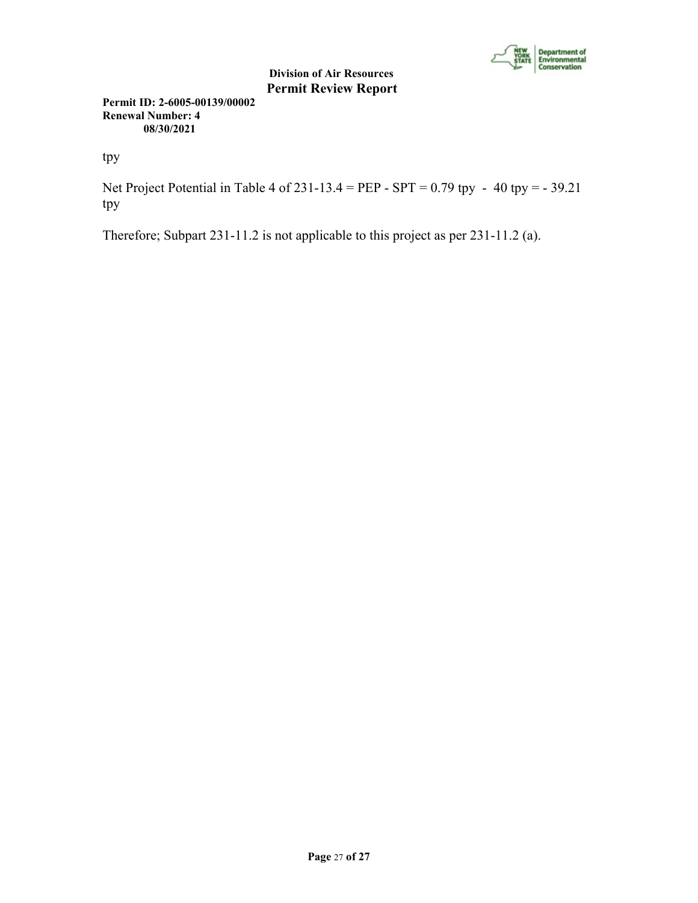tpy

Net Project Potential in Table 4 of 231-13.4 = PEP - SPT = 0.79 tpy - 40 tpy = - 39.21 tpy

Therefore; Subpart 231-11.2 is not applicable to this project as per 231-11.2 (a).